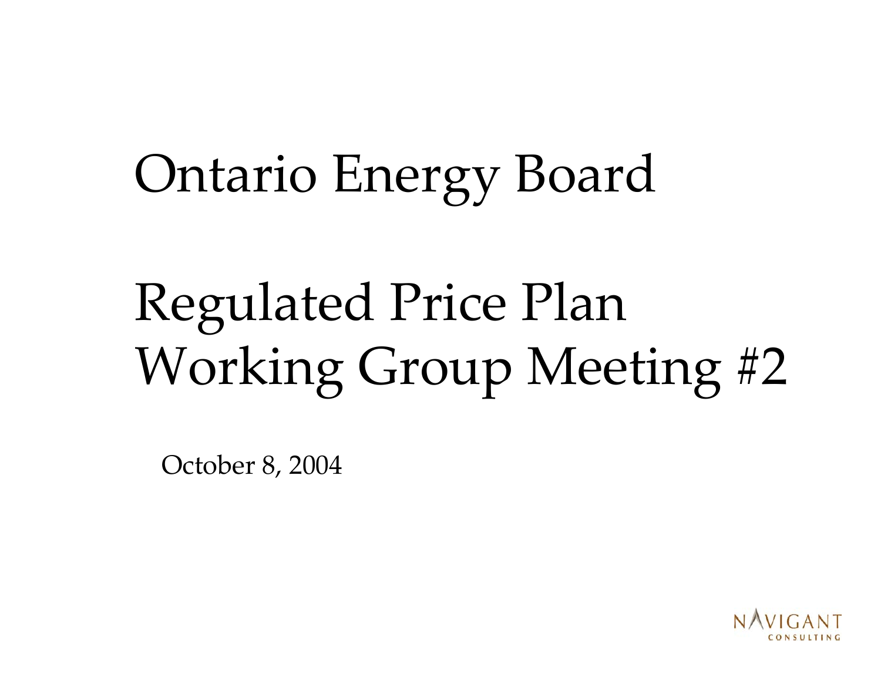# Ontario Energy Board

# Regulated Price Plan Working Group Meeting #2

October 8, 2004

NAVIGANT CONSULTING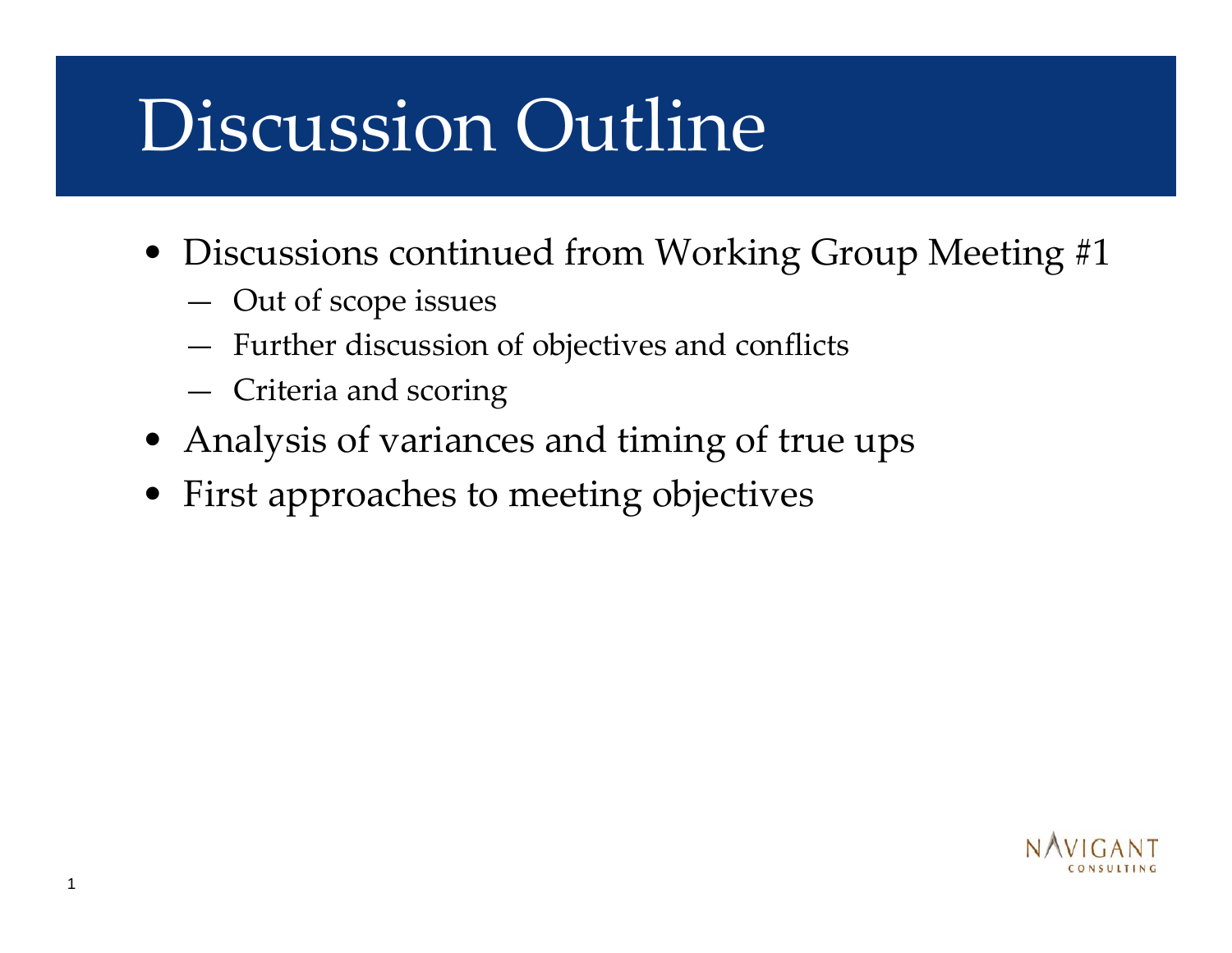# Discussion Outline

- Discussions continued from Working Group Meeting #1
  - Out of scope issues
  - Further discussion of objectives and conflicts
  - Criteria and scoring
- Analysis of variances and timing of true ups
- First approaches to meeting objectives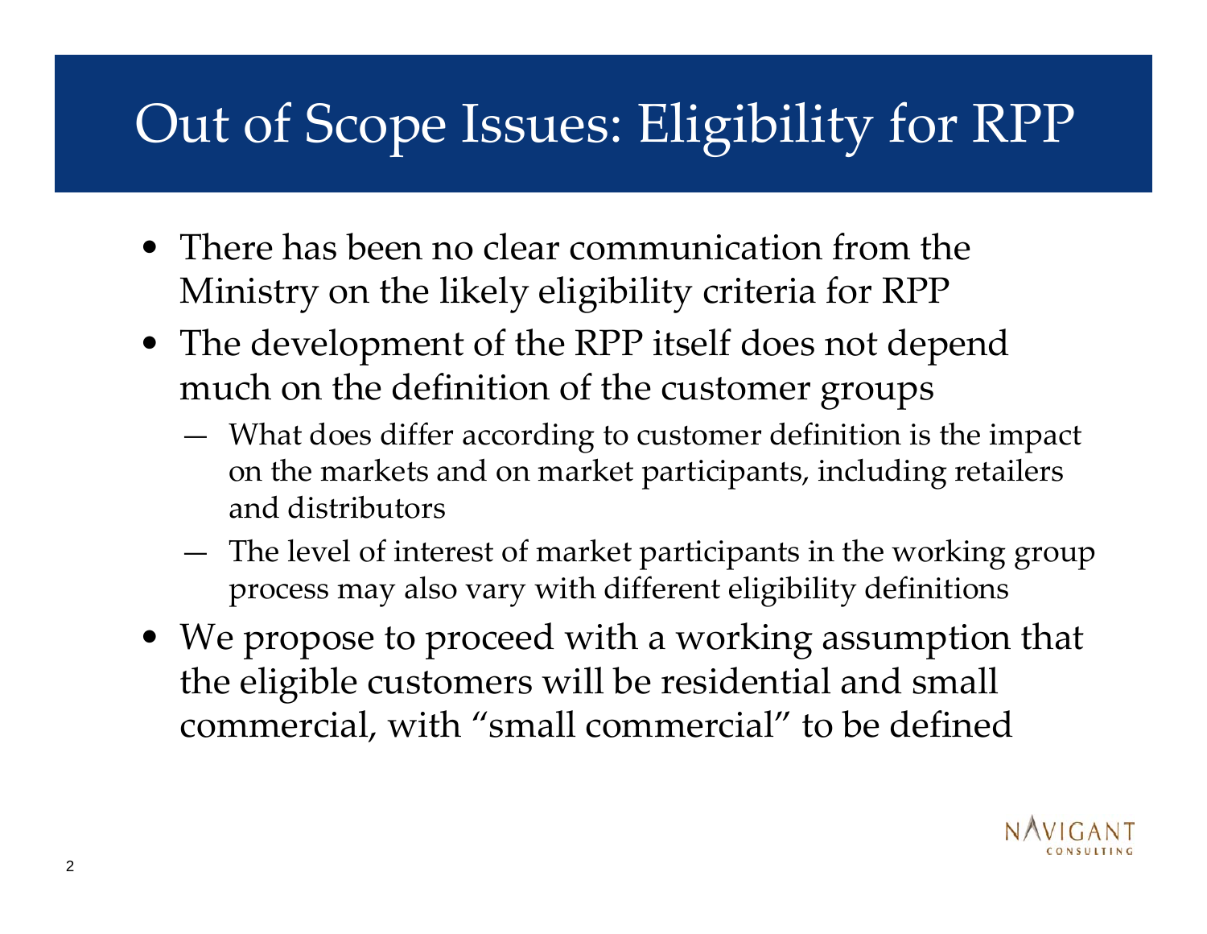# Out of Scope Issues: Eligibility for RPP

- There has been no clear communication from the Ministry on the likely eligibility criteria for RPP
- The development of the RPP itself does not depend much on the definition of the customer groups
  - What does differ according to customer definition is the impact on the markets and on market participants, including retailers and distributors
  - The level of interest of market participants in the working group process may also vary with different eligibility definitions
- We propose to proceed with a working assumption that the eligible customers will be residential and small commercial, with "small commercial" to be defined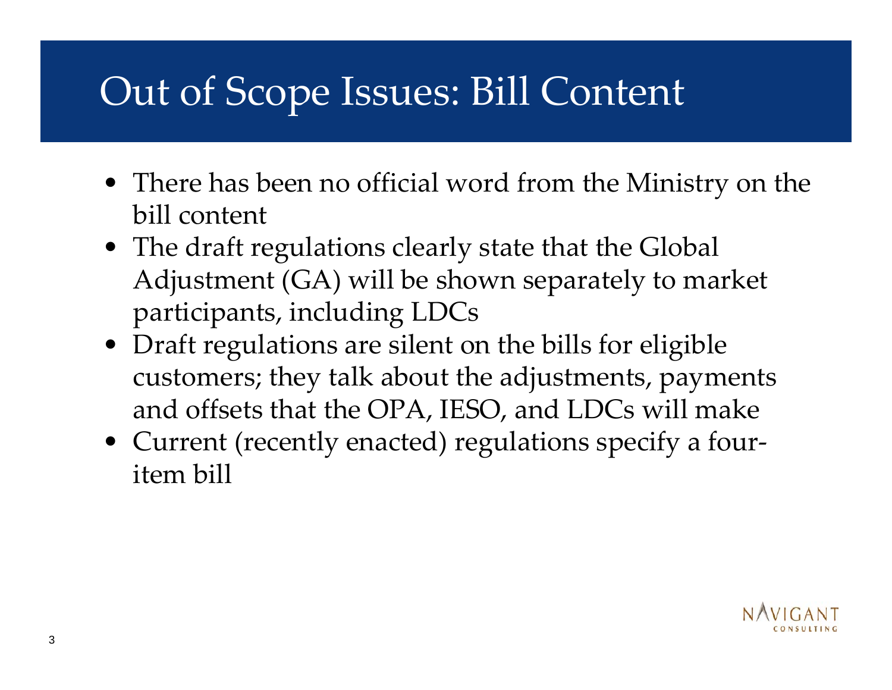# Out of Scope Issues: Bill Content

- There has been no official word from the Ministry on the bill content
- The draft regulations clearly state that the Global Adjustment (GA) will be shown separately to market participants, including LDCs
- Draft regulations are silent on the bills for eligible customers; they talk about the adjustments, payments and offsets that the OPA, IESO, and LDCs will make
- Current (recently enacted) regulations specify a four-item bill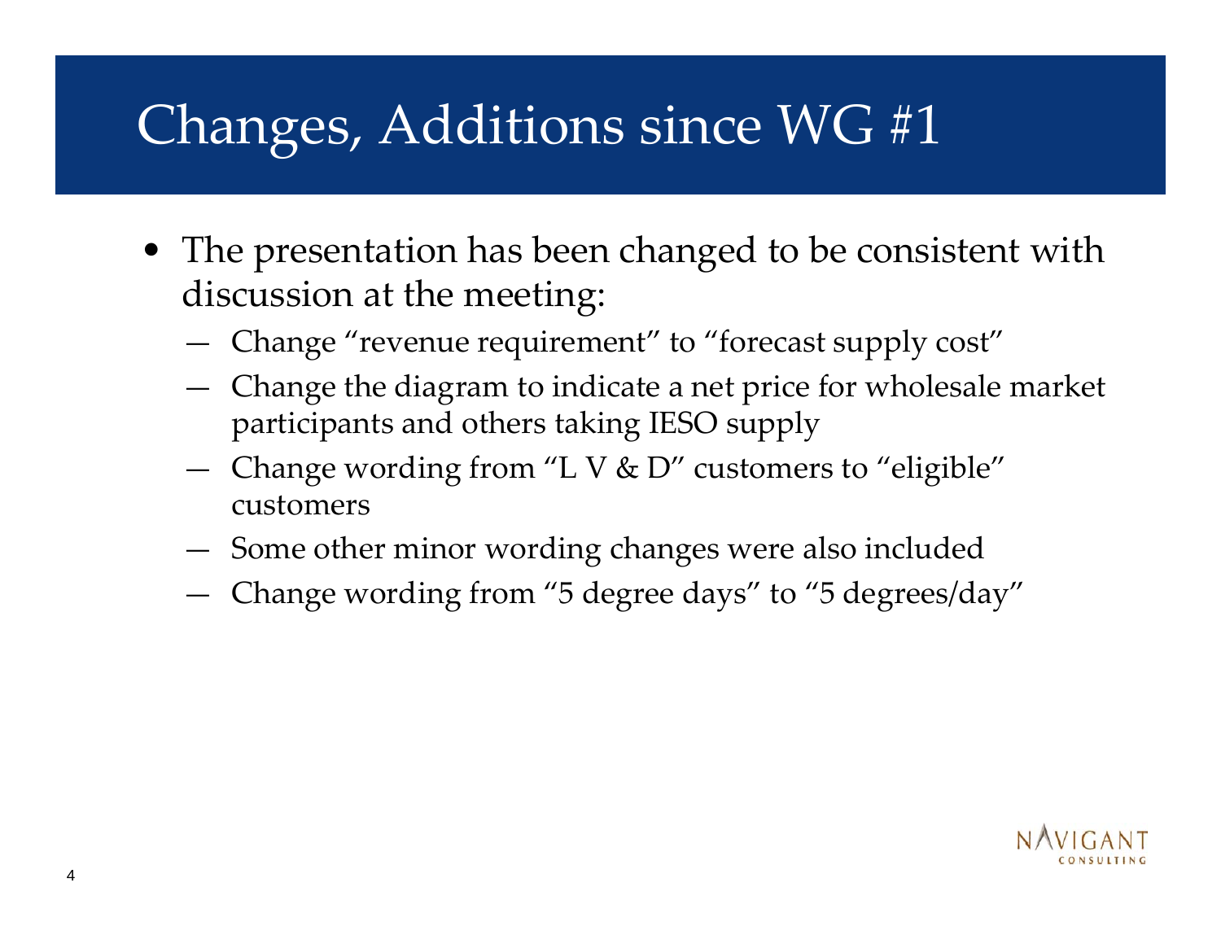# Changes, Additions since WG #1

- The presentation has been changed to be consistent with discussion at the meeting:
  - Change “revenue requirement” to “forecast supply cost”
  - Change the diagram to indicate a net price for wholesale market participants and others taking IESO supply
  - Change wording from “L V & D” customers to “eligible” customers
  - Some other minor wording changes were also included
  - Change wording from “5 degree days” to “5 degrees/day”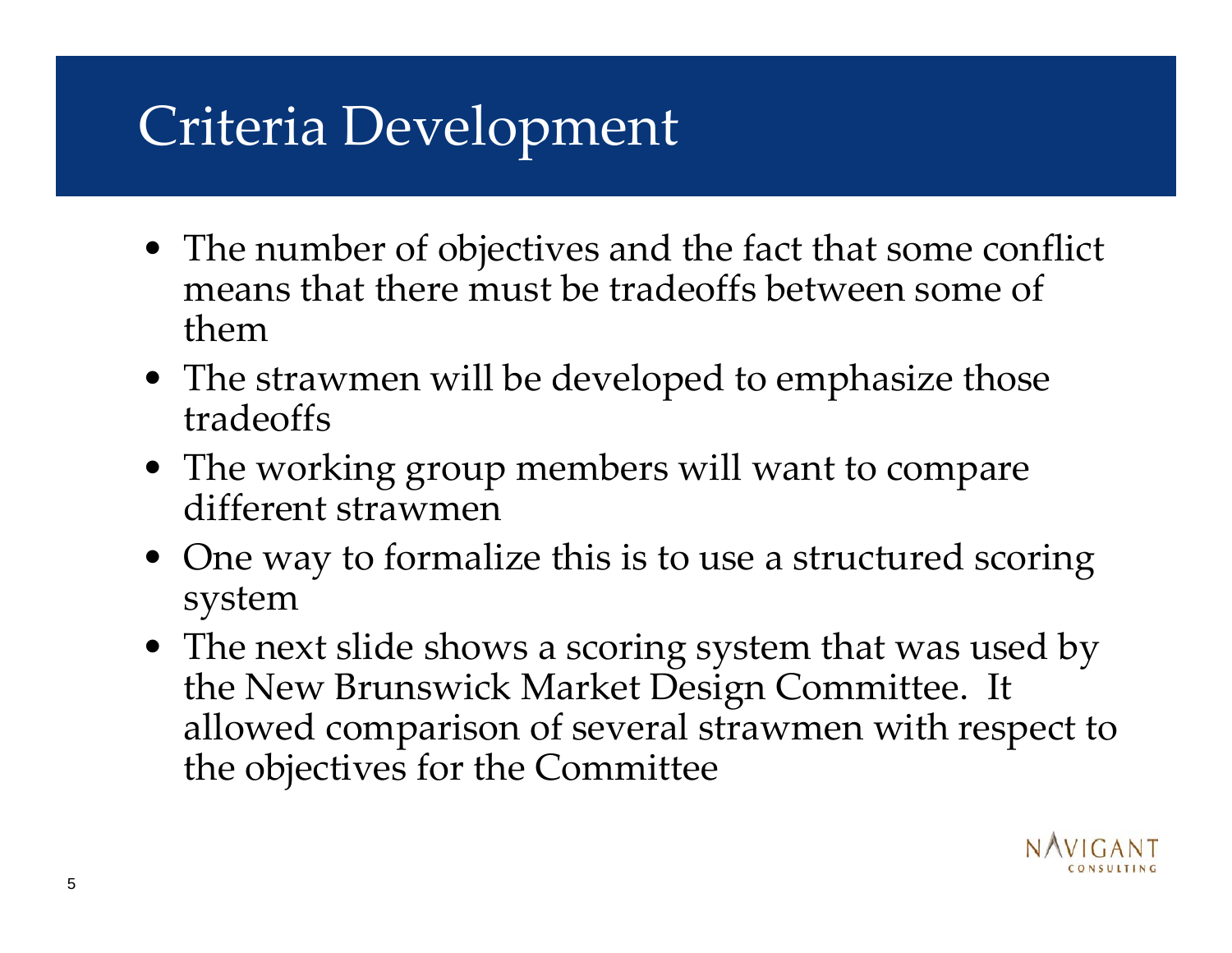# Criteria Development

- The number of objectives and the fact that some conflict means that there must be tradeoffs between some of them
- The strawmen will be developed to emphasize those tradeoffs
- The working group members will want to compare different strawmen
- One way to formalize this is to use a structured scoring system
- The next slide shows a scoring system that was used by the New Brunswick Market Design Committee. It allowed comparison of several strawmen with respect to the objectives for the Committee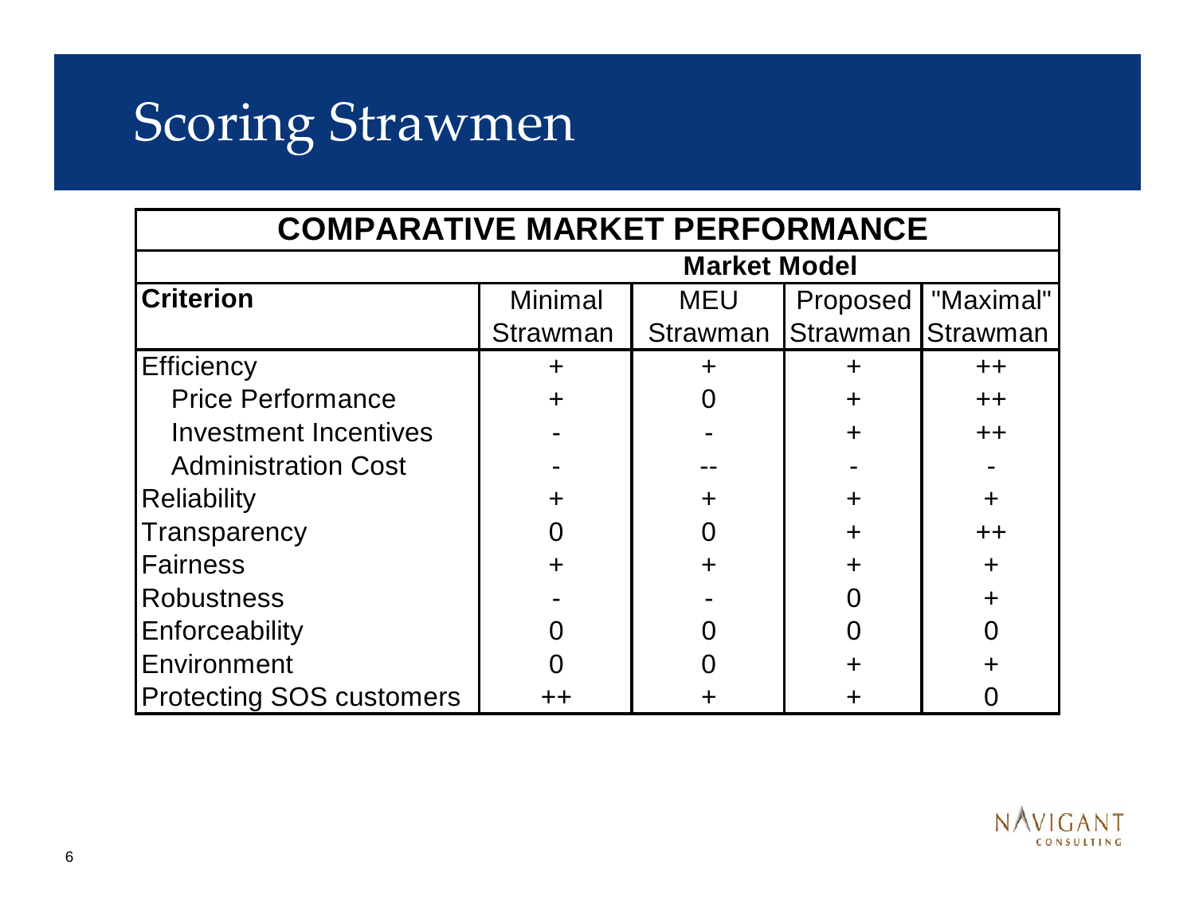# Scoring Strawmen

| COMPARATIVE MARKET PERFORMANCE | | | | |
|---|---|---|---|---|
| | **Market Model** | | | |
| **Criterion** | Minimal Strawman | MEU Strawman | Proposed Strawman | "Maximal" Strawman |
| Efficiency | + | + | + | ++ |
| Price Performance | + | 0 | + | ++ |
| Investment Incentives | - | - | + | ++ |
| Administration Cost | - | -- | - | - |
| Reliability | + | + | + | + |
| Transparency | 0 | 0 | + | ++ |
| Fairness | + | + | + | + |
| Robustness | - | - | 0 | + |
| Enforceability | 0 | 0 | 0 | 0 |
| Environment | 0 | 0 | + | + |
| Protecting SOS customers | ++ | + | + | 0 |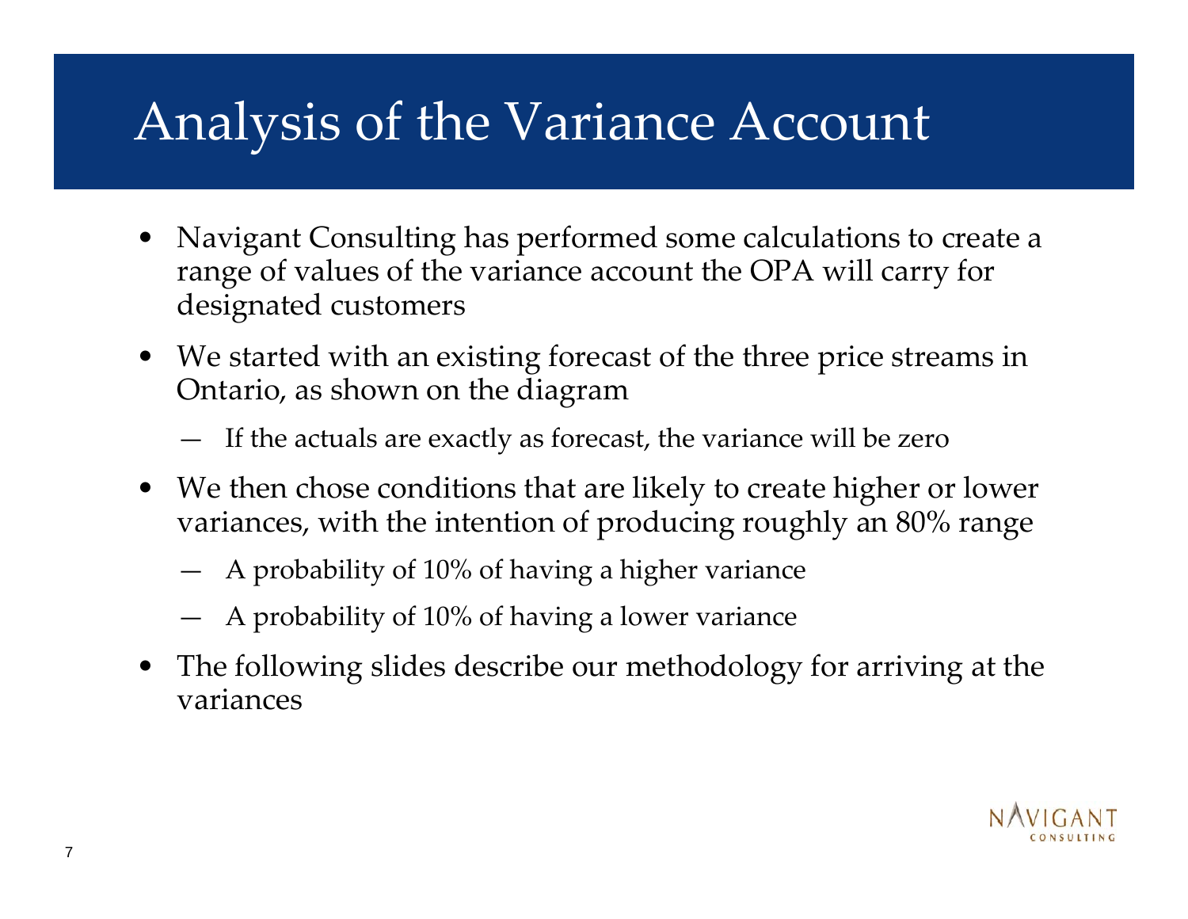# Analysis of the Variance Account

- Navigant Consulting has performed some calculations to create a range of values of the variance account the OPA will carry for designated customers
- We started with an existing forecast of the three price streams in Ontario, as shown on the diagram
  - If the actuals are exactly as forecast, the variance will be zero
- We then chose conditions that are likely to create higher or lower variances, with the intention of producing roughly an 80% range
  - A probability of 10% of having a higher variance
  - A probability of 10% of having a lower variance
- The following slides describe our methodology for arriving at the variances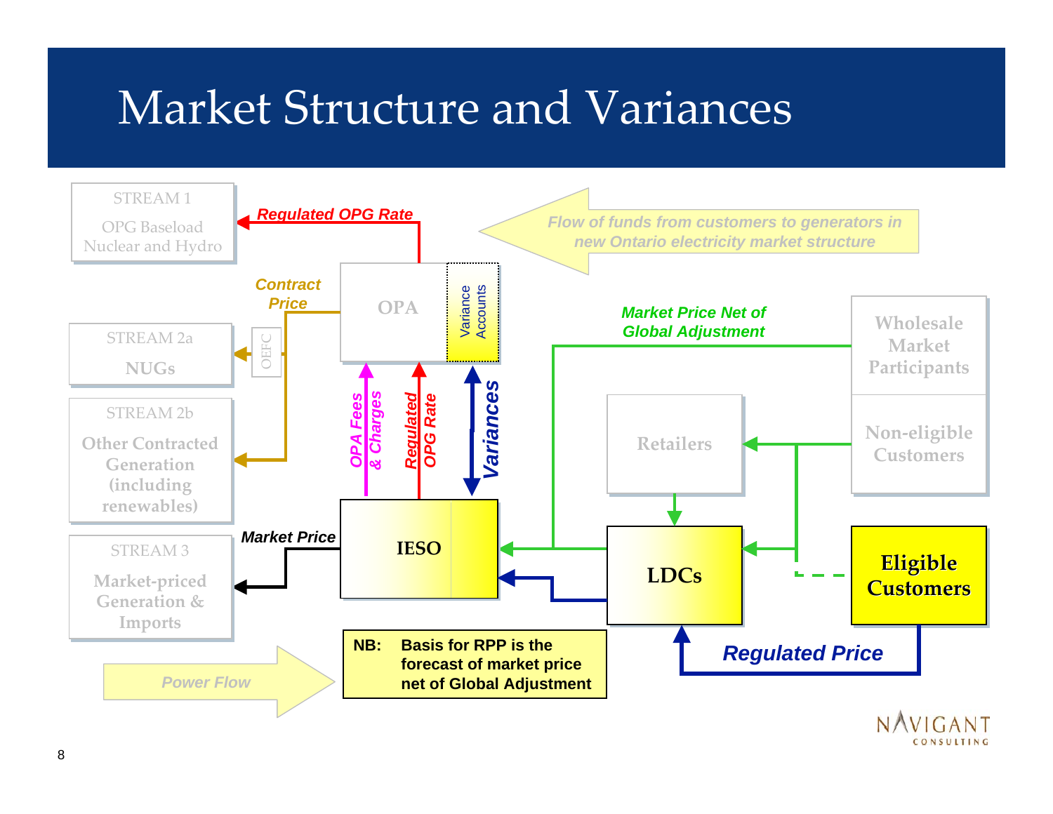# Market Structure and Variances

STREAM 1

OPG Baseload Nuclear and Hydro

Regulated OPG Rate

Flow of funds from customers to generators in new Ontario electricity market structure

Contract Price

OPA

Variance Accounts

STREAM 2a

NUGs

OEFC

Market Price Net of Global Adjustment

Wholesale Market Participants

STREAM 2b

Other Contracted Generation (including renewables)

OPA Fees & Charges

Regulated OPG Rate

Variances

Retailers

Non-eligible Customers

Market Price

STREAM 3

Market-priced Generation & Imports

IESO

LDCs

Eligible Customers

Regulated Price

Power Flow

**NB: Basis for RPP is the forecast of market price net of Global Adjustment**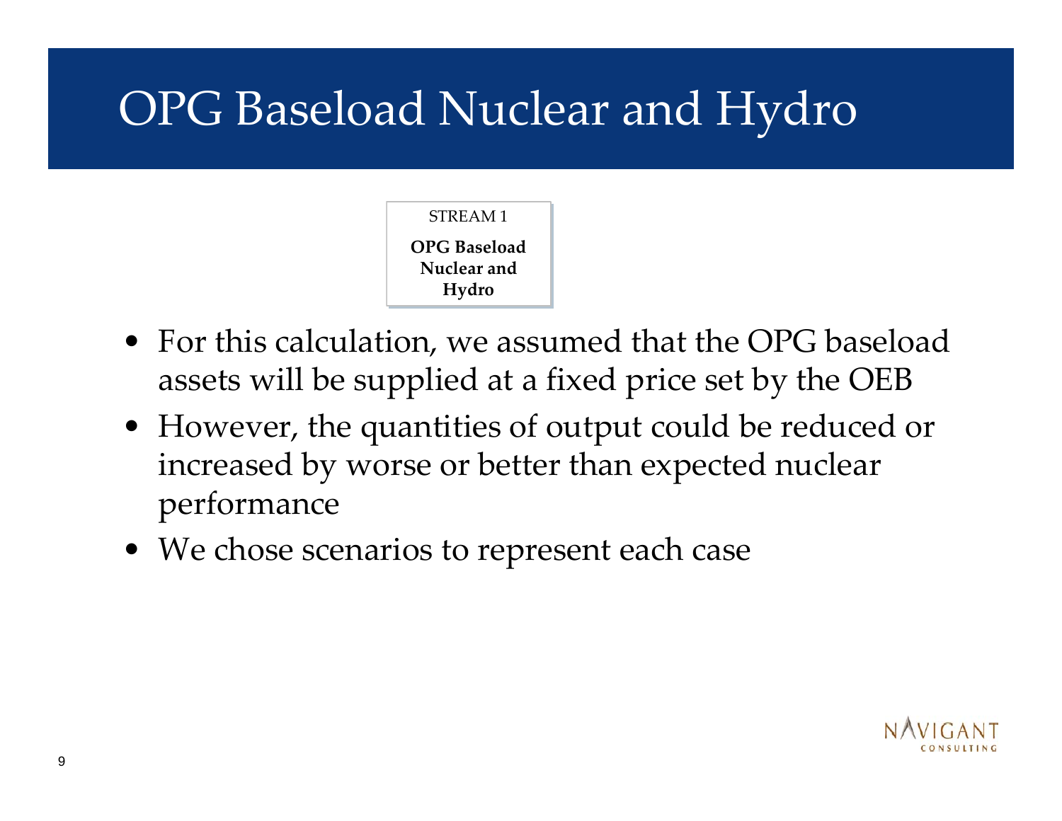# OPG Baseload Nuclear and Hydro

STREAM 1

**OPG Baseload Nuclear and Hydro**

- For this calculation, we assumed that the OPG baseload assets will be supplied at a fixed price set by the OEB
- However, the quantities of output could be reduced or increased by worse or better than expected nuclear performance
- We chose scenarios to represent each case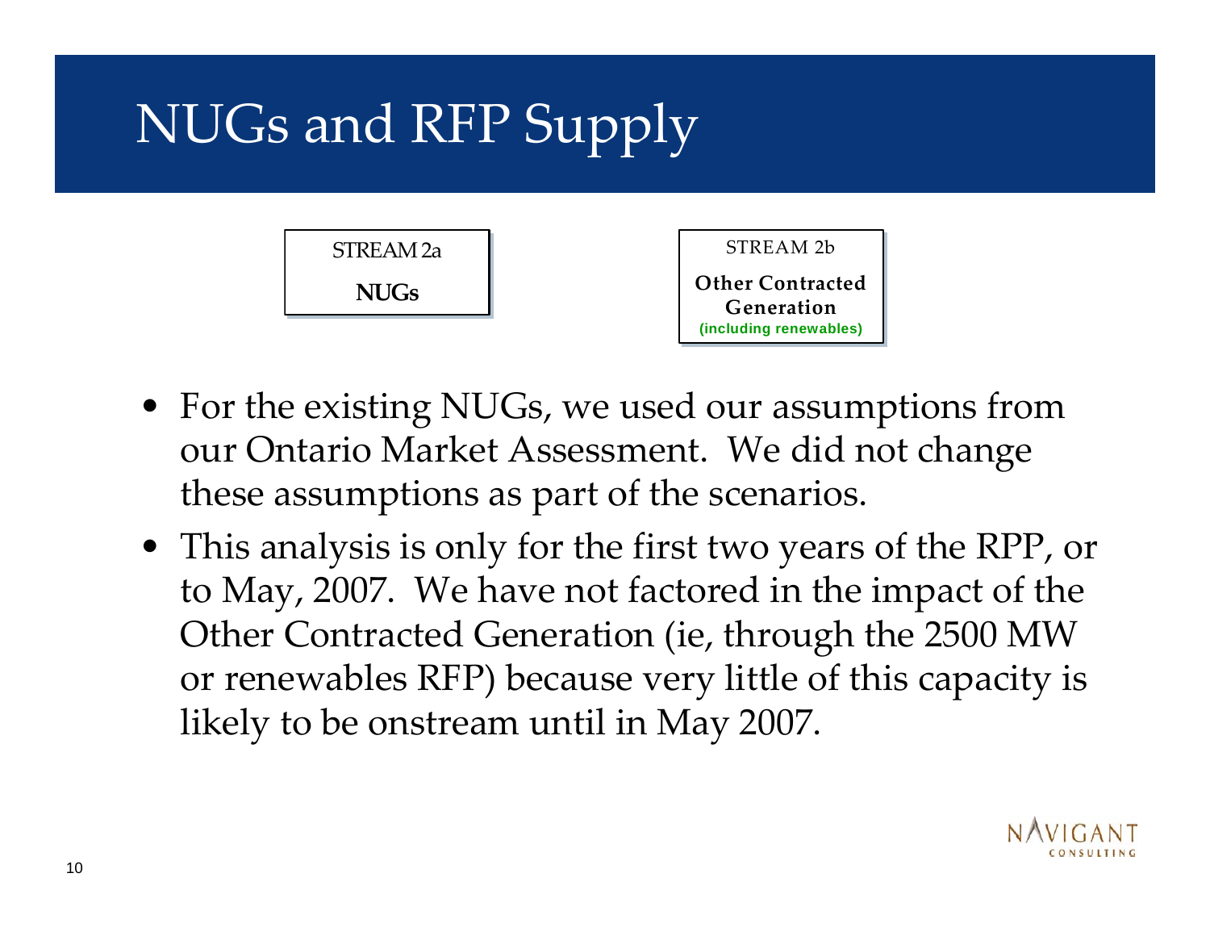# NUGs and RFP Supply

STREAM 2a

**NUGs**

STREAM 2b

**Other Contracted Generation**

**(including renewables)**

- For the existing NUGs, we used our assumptions from our Ontario Market Assessment. We did not change these assumptions as part of the scenarios.
- This analysis is only for the first two years of the RPP, or to May, 2007. We have not factored in the impact of the Other Contracted Generation (ie, through the 2500 MW or renewables RFP) because very little of this capacity is likely to be onstream until in May 2007.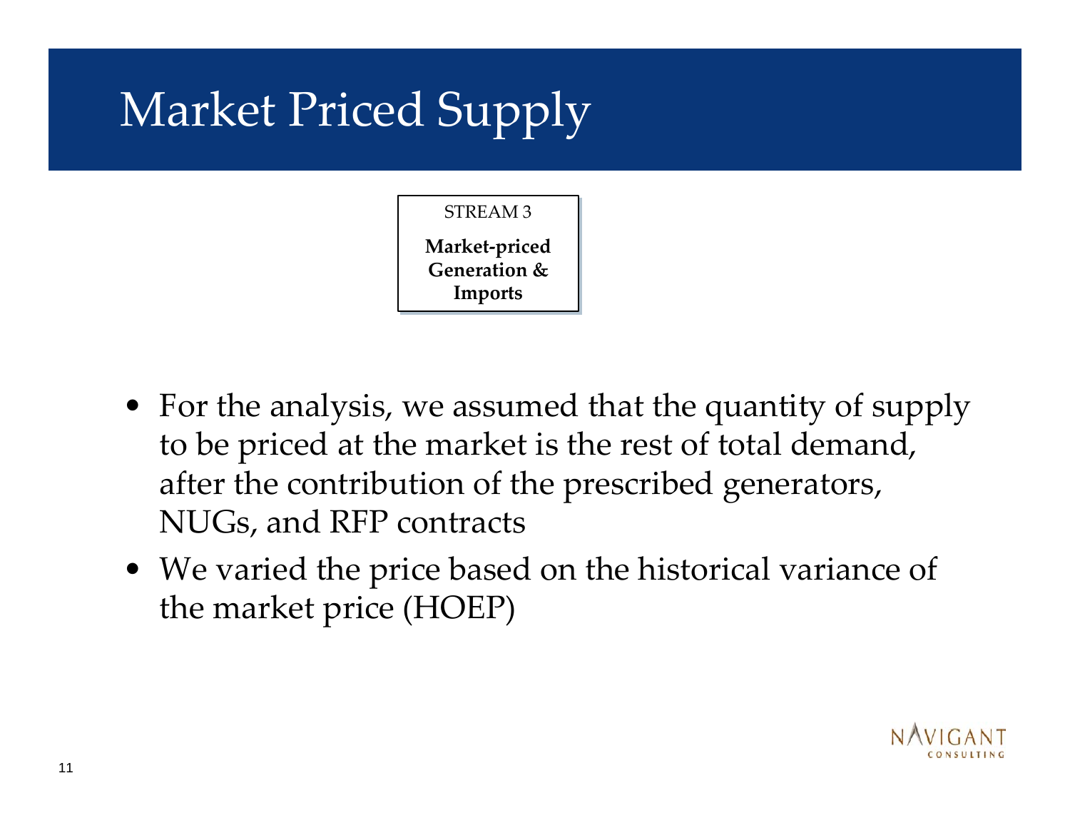# Market Priced Supply

STREAM 3

**Market-priced Generation & Imports**

- For the analysis, we assumed that the quantity of supply to be priced at the market is the rest of total demand, after the contribution of the prescribed generators, NUGs, and RFP contracts
- We varied the price based on the historical variance of the market price (HOEP)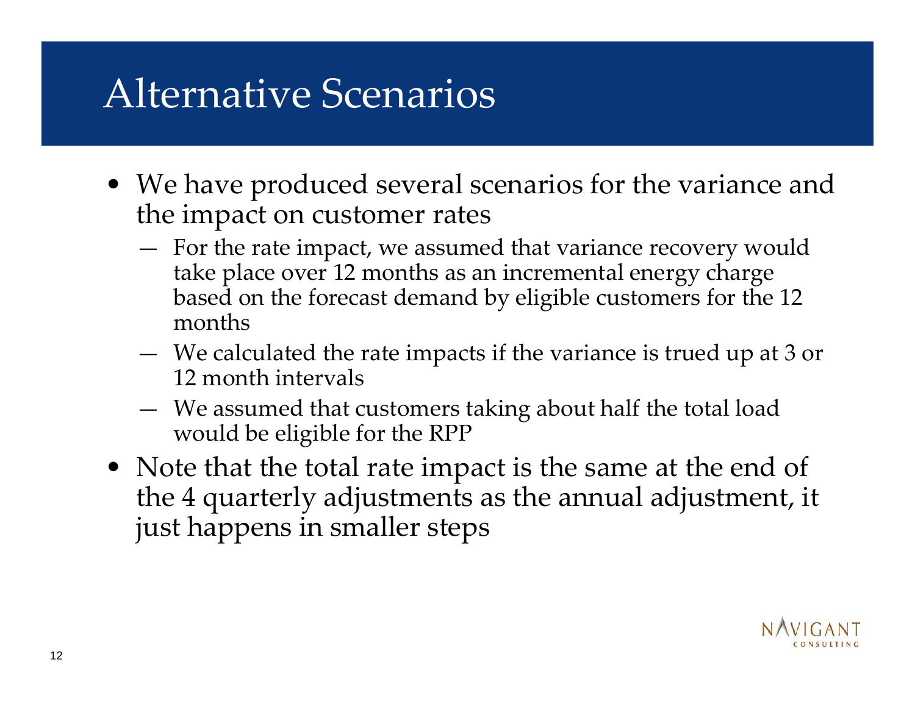# Alternative Scenarios

- We have produced several scenarios for the variance and the impact on customer rates
  - For the rate impact, we assumed that variance recovery would take place over 12 months as an incremental energy charge based on the forecast demand by eligible customers for the 12 months
  - We calculated the rate impacts if the variance is trued up at 3 or 12 month intervals
  - We assumed that customers taking about half the total load would be eligible for the RPP
- Note that the total rate impact is the same at the end of the 4 quarterly adjustments as the annual adjustment, it just happens in smaller steps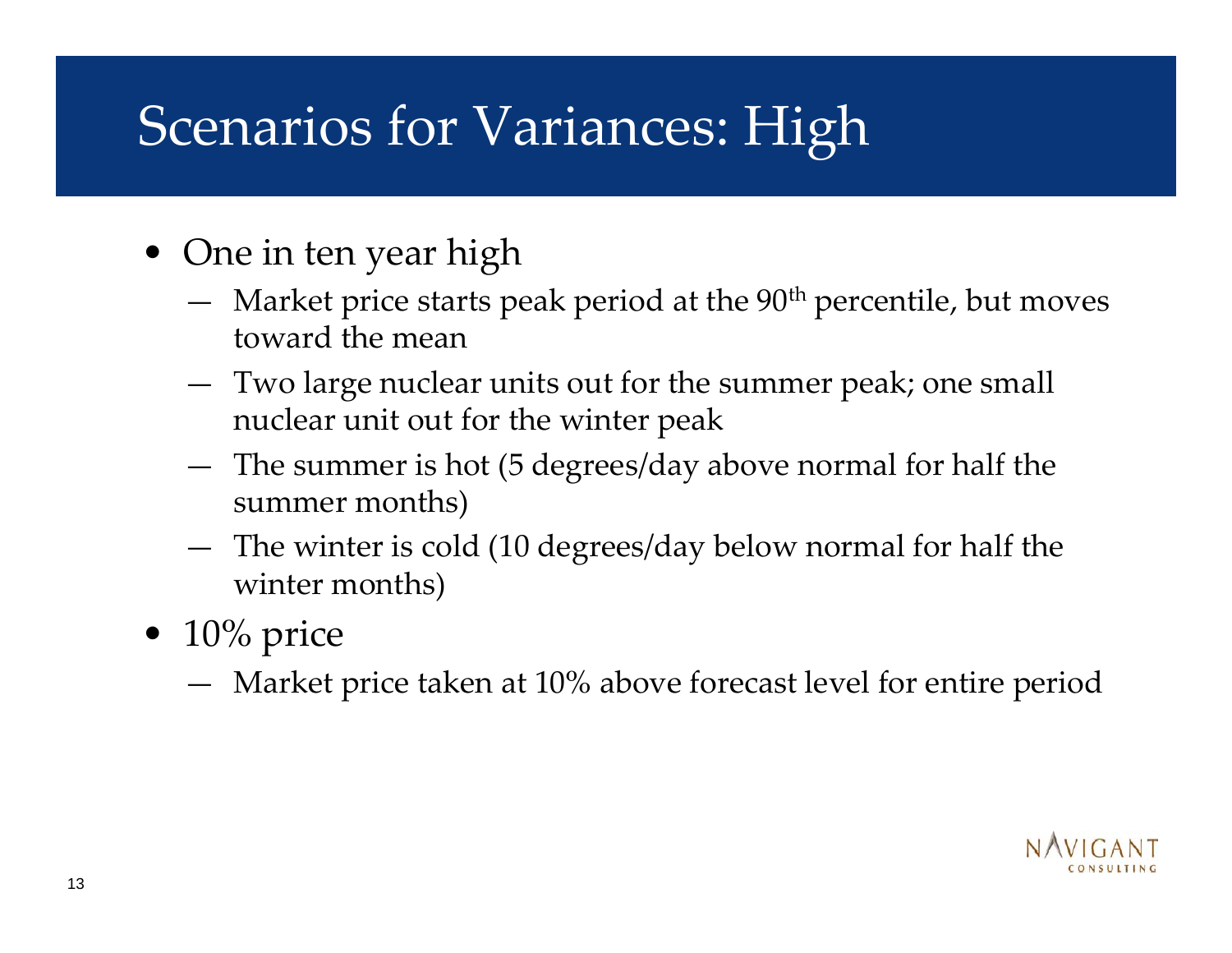# Scenarios for Variances: High

- One in ten year high
  - Market price starts peak period at the 90th percentile, but moves toward the mean
  - Two large nuclear units out for the summer peak; one small nuclear unit out for the winter peak
  - The summer is hot (5 degrees/day above normal for half the summer months)
  - The winter is cold (10 degrees/day below normal for half the winter months)
- 10% price
  - Market price taken at 10% above forecast level for entire period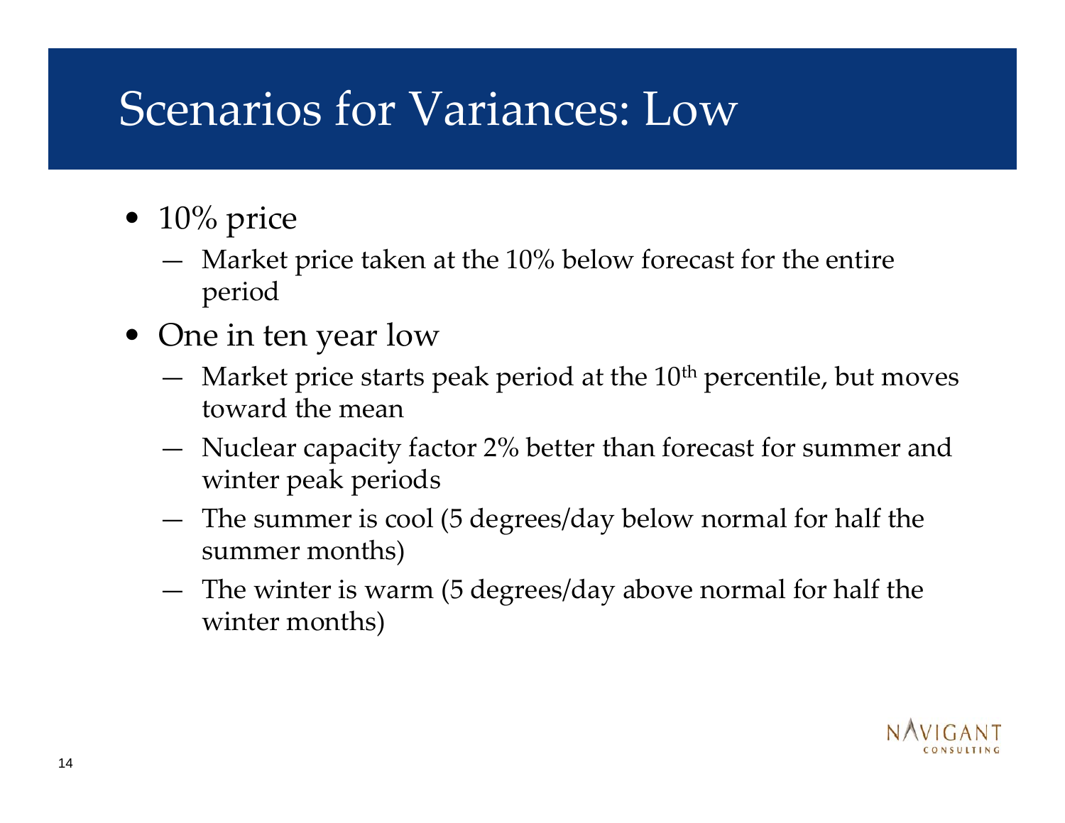# Scenarios for Variances: Low

- 10% price
  - Market price taken at the 10% below forecast for the entire period
- One in ten year low
  - Market price starts peak period at the $10^{th}$ percentile, but moves toward the mean
  - Nuclear capacity factor 2% better than forecast for summer and winter peak periods
  - The summer is cool (5 degrees/day below normal for half the summer months)
  - The winter is warm (5 degrees/day above normal for half the winter months)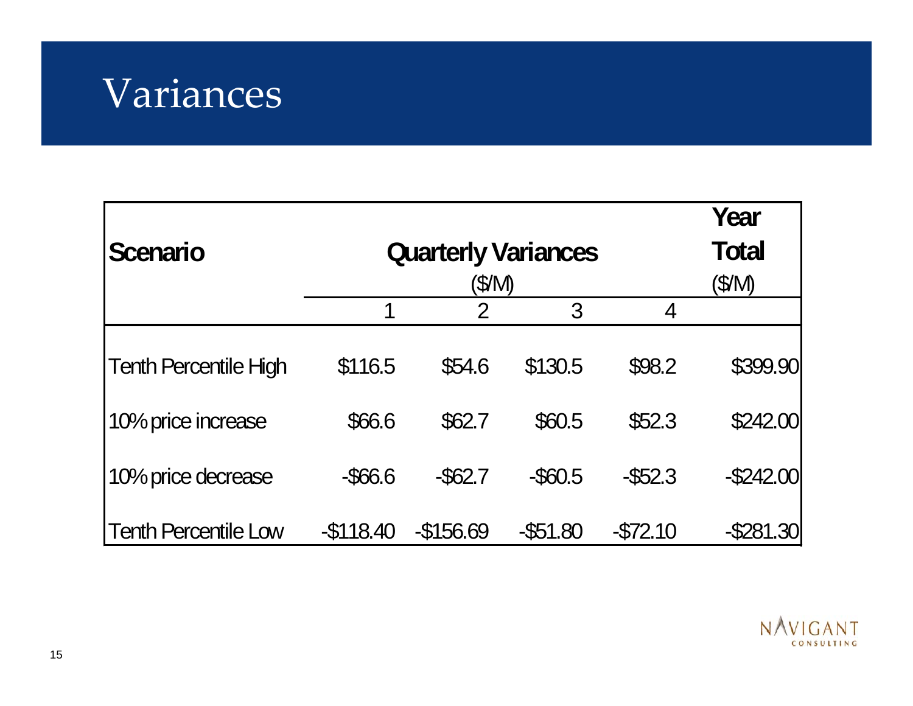# Variances

| Scenario | Quarterly Variances ($/M) | | | | Year Total ($/M) |
|---|---|---|---|---|---|
| | 1 | 2 | 3 | 4 | |
| Tenth Percentile High | $116.5 | $54.6 | $130.5 | $98.2 | $399.90 |
| 10% price increase | $66.6 | $62.7 | $60.5 | $52.3 | $242.00 |
| 10% price decrease | -$66.6 | -$62.7 | -$60.5 | -$52.3 | -$242.00 |
| Tenth Percentile Low | -$118.40 | -$156.69 | -$51.80 | -$72.10 | -$281.30 |

NAVIGANT CONSULTING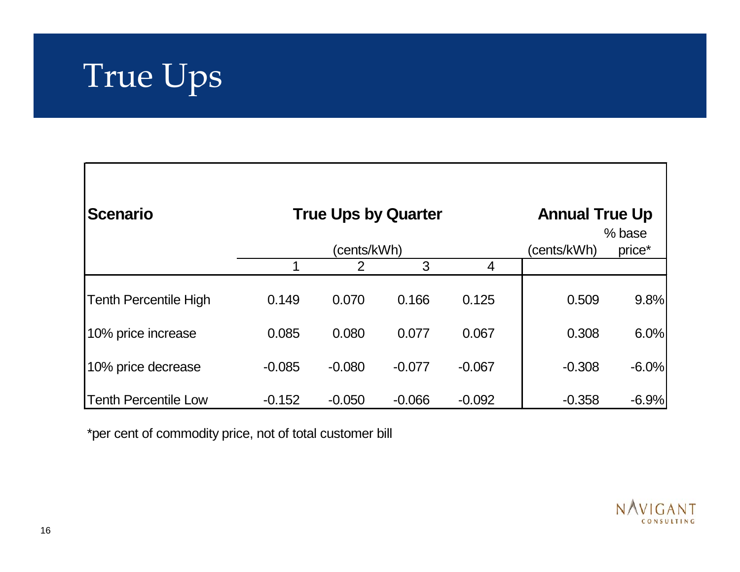# True Ups

| Scenario | True Ups by Quarter (cents/kWh) | | | | Annual True Up | |
|---|---|---|---|---|---|---|
| | 1 | 2 | 3 | 4 | (cents/kWh) | % base price* |
| Tenth Percentile High | 0.149 | 0.070 | 0.166 | 0.125 | 0.509 | 9.8% |
| 10% price increase | 0.085 | 0.080 | 0.077 | 0.067 | 0.308 | 6.0% |
| 10% price decrease | -0.085 | -0.080 | -0.077 | -0.067 | -0.308 | -6.0% |
| Tenth Percentile Low | -0.152 | -0.050 | -0.066 | -0.092 | -0.358 | -6.9% |

*per cent of commodity price, not of total customer bill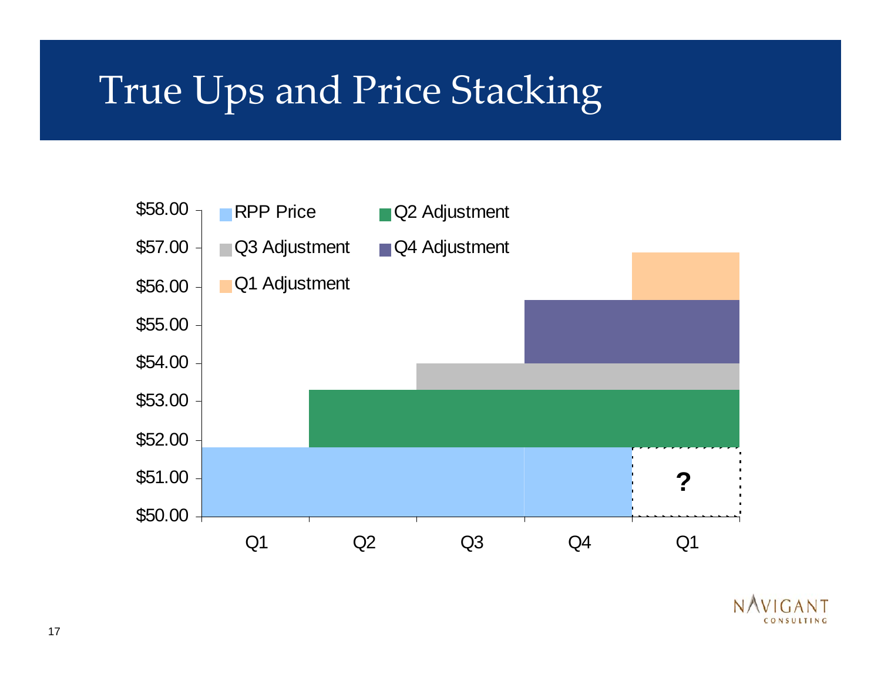# True Ups and Price Stacking

$58.00
$57.00
$56.00
$55.00
$54.00
$53.00
$52.00
$51.00
$50.00

RPP Price
Q2 Adjustment
Q3 Adjustment
Q4 Adjustment
Q1 Adjustment

?

Q1 Q2 Q3 Q4 Q1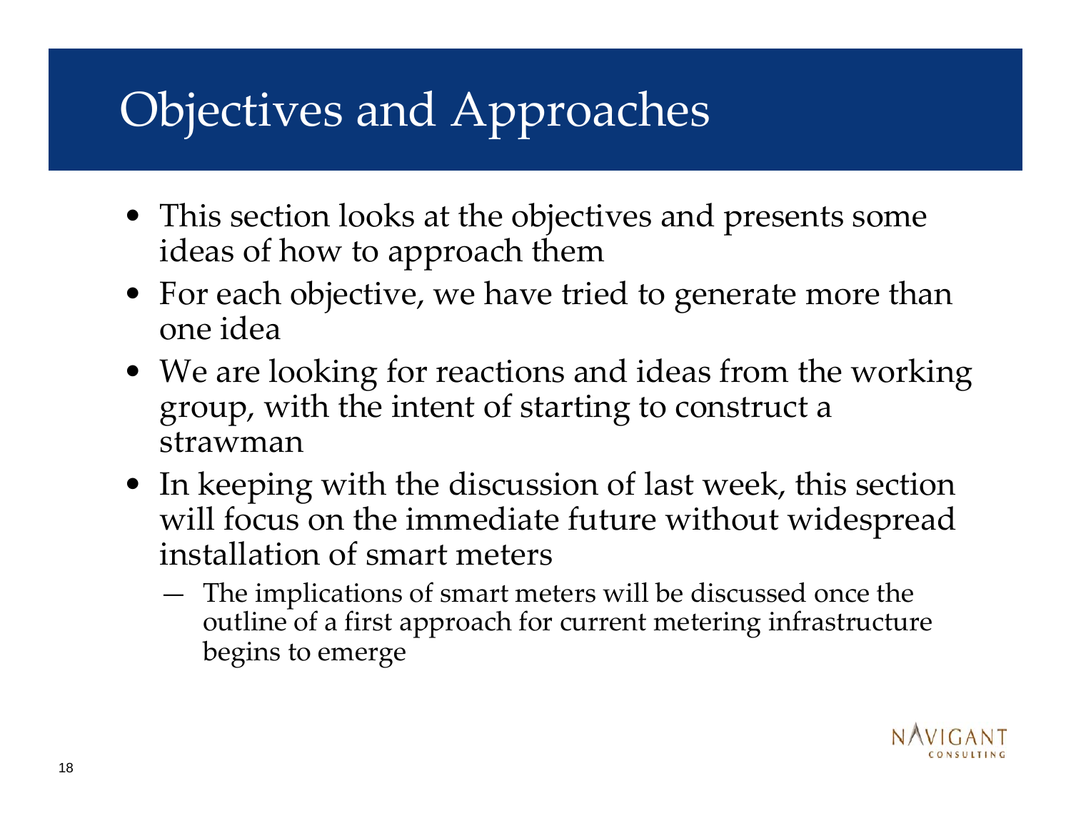# Objectives and Approaches

- This section looks at the objectives and presents some ideas of how to approach them
- For each objective, we have tried to generate more than one idea
- We are looking for reactions and ideas from the working group, with the intent of starting to construct a strawman
- In keeping with the discussion of last week, this section will focus on the immediate future without widespread installation of smart meters
  - The implications of smart meters will be discussed once the outline of a first approach for current metering infrastructure begins to emerge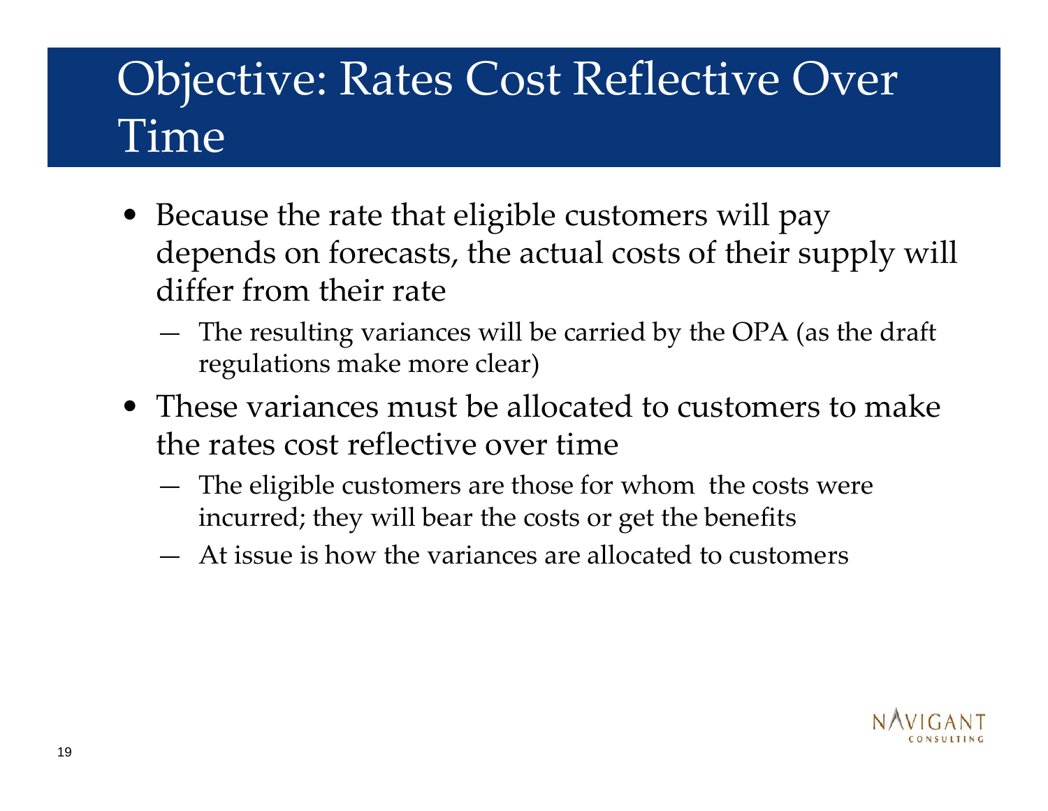# Objective: Rates Cost Reflective Over Time

- Because the rate that eligible customers will pay depends on forecasts, the actual costs of their supply will differ from their rate
  - The resulting variances will be carried by the OPA (as the draft regulations make more clear)
- These variances must be allocated to customers to make the rates cost reflective over time
  - The eligible customers are those for whom the costs were incurred; they will bear the costs or get the benefits
  - At issue is how the variances are allocated to customers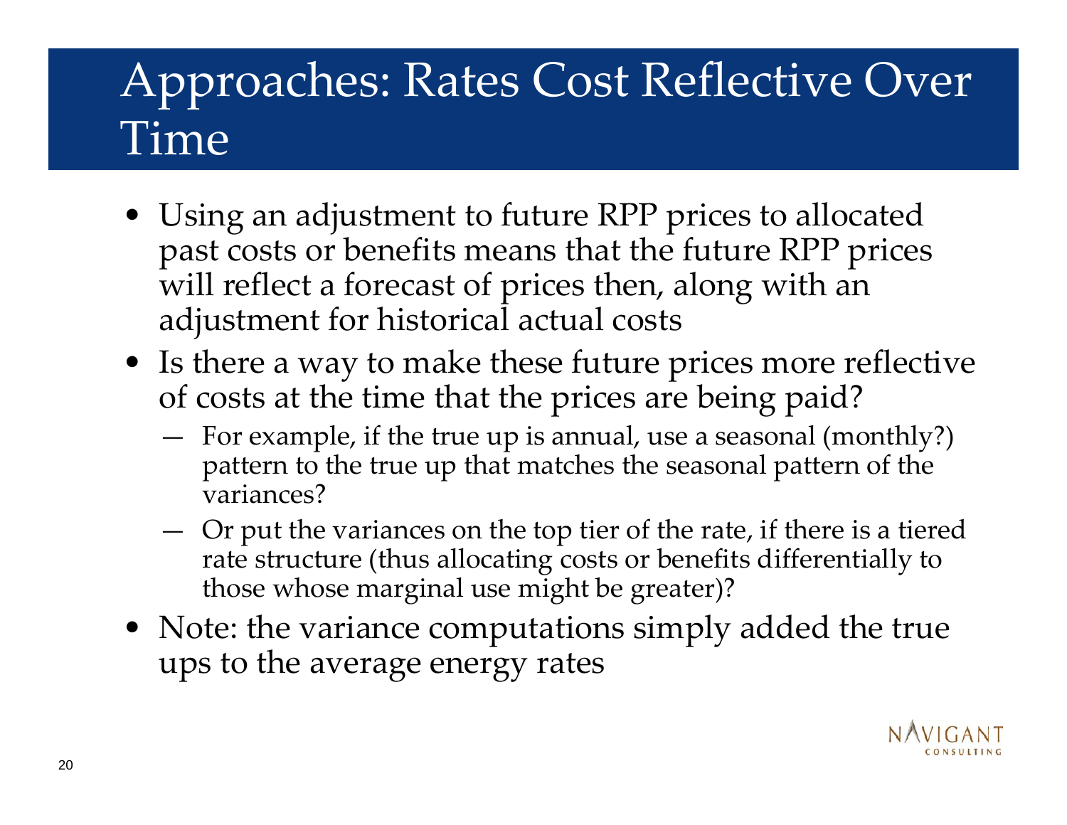# Approaches: Rates Cost Reflective Over Time

- Using an adjustment to future RPP prices to allocated past costs or benefits means that the future RPP prices will reflect a forecast of prices then, along with an adjustment for historical actual costs
- Is there a way to make these future prices more reflective of costs at the time that the prices are being paid?
  - For example, if the true up is annual, use a seasonal (monthly?) pattern to the true up that matches the seasonal pattern of the variances?
  - Or put the variances on the top tier of the rate, if there is a tiered rate structure (thus allocating costs or benefits differentially to those whose marginal use might be greater)?
- Note: the variance computations simply added the true ups to the average energy rates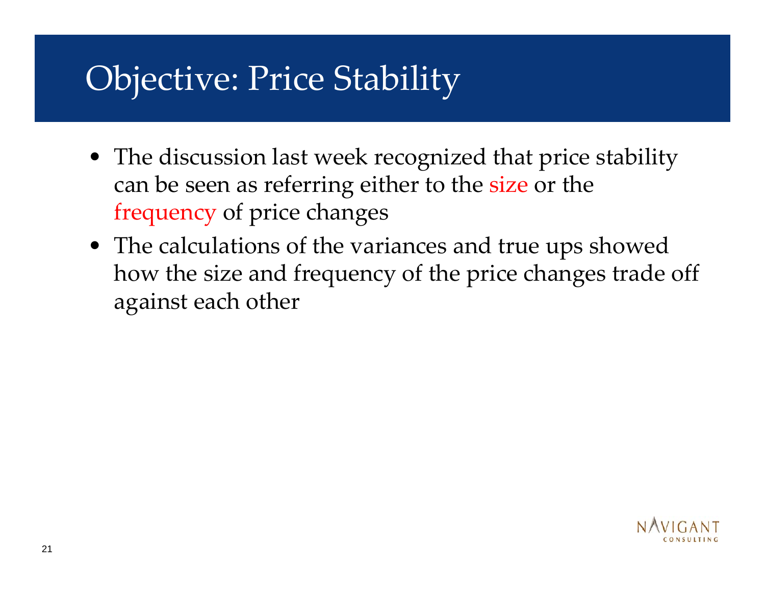# Objective: Price Stability

- The discussion last week recognized that price stability can be seen as referring either to the size or the frequency of price changes
- The calculations of the variances and true ups showed how the size and frequency of the price changes trade off against each other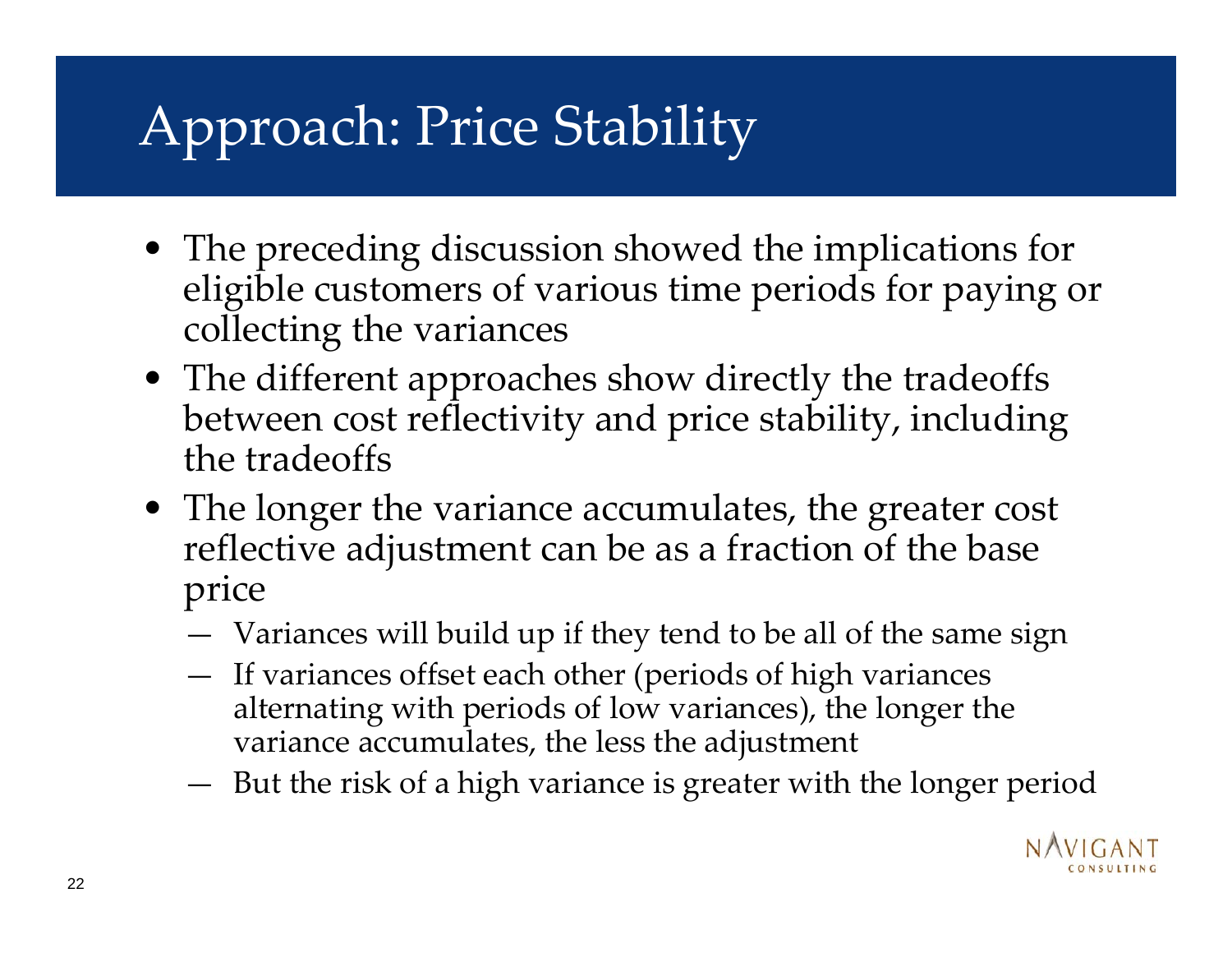# Approach: Price Stability

- The preceding discussion showed the implications for eligible customers of various time periods for paying or collecting the variances
- The different approaches show directly the tradeoffs between cost reflectivity and price stability, including the tradeoffs
- The longer the variance accumulates, the greater cost reflective adjustment can be as a fraction of the base price
  - Variances will build up if they tend to be all of the same sign
  - If variances offset each other (periods of high variances alternating with periods of low variances), the longer the variance accumulates, the less the adjustment
  - But the risk of a high variance is greater with the longer period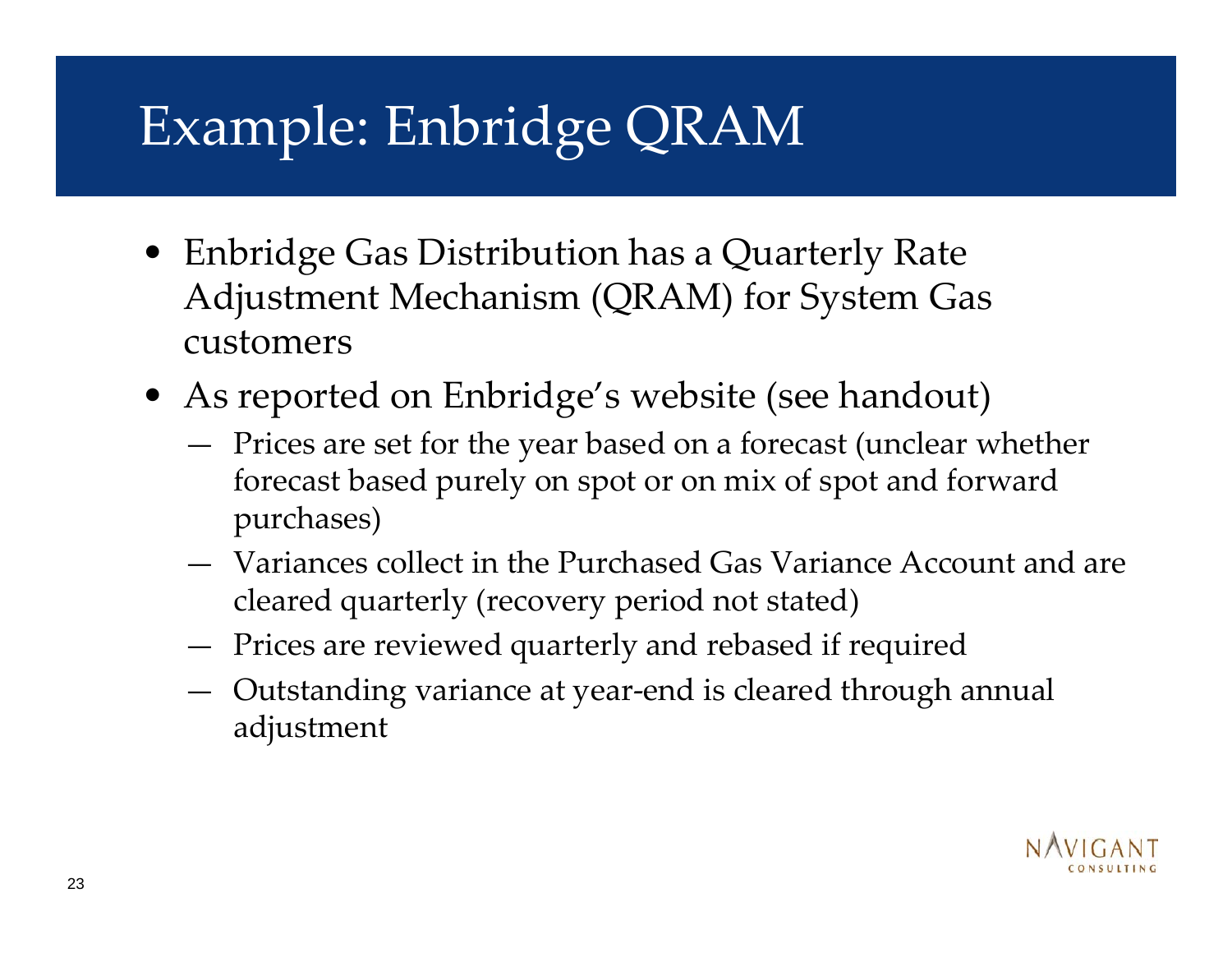# Example: Enbridge QRAM

- Enbridge Gas Distribution has a Quarterly Rate Adjustment Mechanism (QRAM) for System Gas customers
- As reported on Enbridge's website (see handout)
  - Prices are set for the year based on a forecast (unclear whether forecast based purely on spot or on mix of spot and forward purchases)
  - Variances collect in the Purchased Gas Variance Account and are cleared quarterly (recovery period not stated)
  - Prices are reviewed quarterly and rebased if required
  - Outstanding variance at year-end is cleared through annual adjustment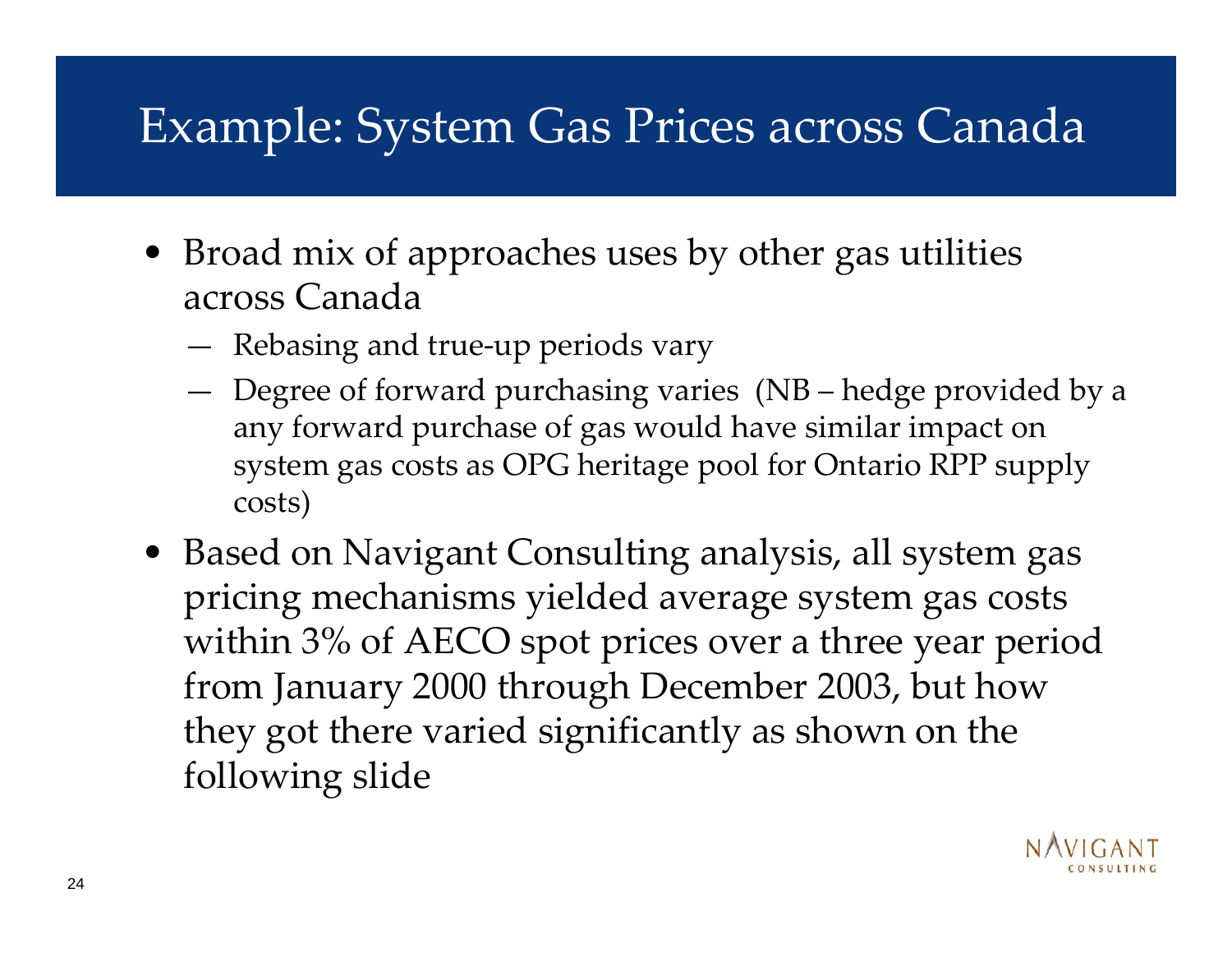# Example: System Gas Prices across Canada

- Broad mix of approaches uses by other gas utilities across Canada
  - Rebasing and true-up periods vary
  - Degree of forward purchasing varies (NB – hedge provided by a any forward purchase of gas would have similar impact on system gas costs as OPG heritage pool for Ontario RPP supply costs)
- Based on Navigant Consulting analysis, all system gas pricing mechanisms yielded average system gas costs within 3% of AECO spot prices over a three year period from January 2000 through December 2003, but how they got there varied significantly as shown on the following slide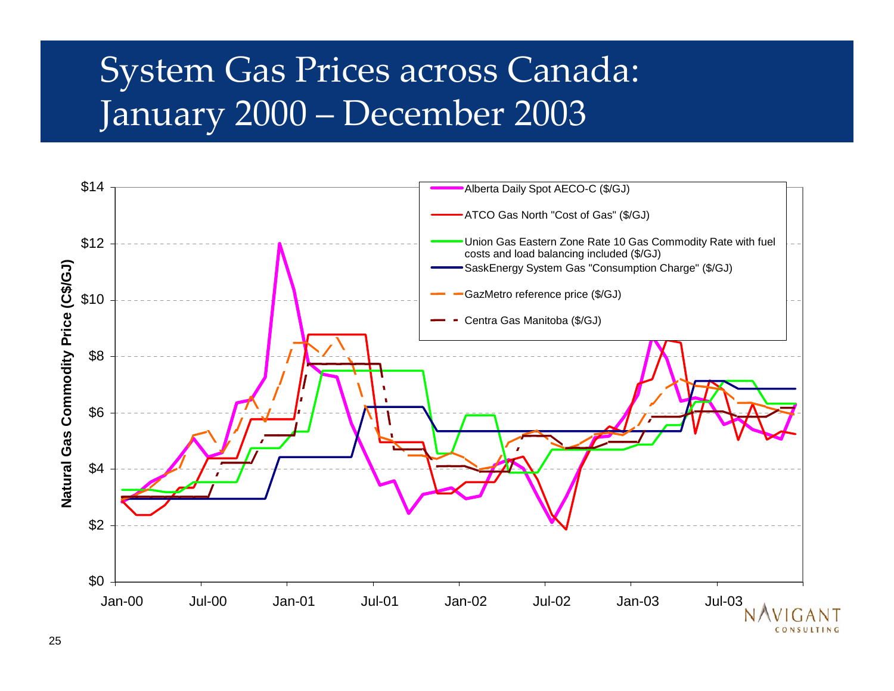# System Gas Prices across Canada: January 2000 – December 2003

Natural Gas Commodity Price (C$/GJ)

$14
$12
$10
$8
$6
$4
$2
$0

Jan-00 Jul-00 Jan-01 Jul-01 Jan-02 Jul-02 Jan-03 Jul-03

- Alberta Daily Spot AECO-C ($/GJ)
- ATCO Gas North "Cost of Gas" ($/GJ)
- Union Gas Eastern Zone Rate 10 Gas Commodity Rate with fuel costs and load balancing included ($/GJ)
- SaskEnergy System Gas "Consumption Charge" ($/GJ)
- GazMetro reference price ($/GJ)
- Centra Gas Manitoba ($/GJ)

NAVIGANT CONSULTING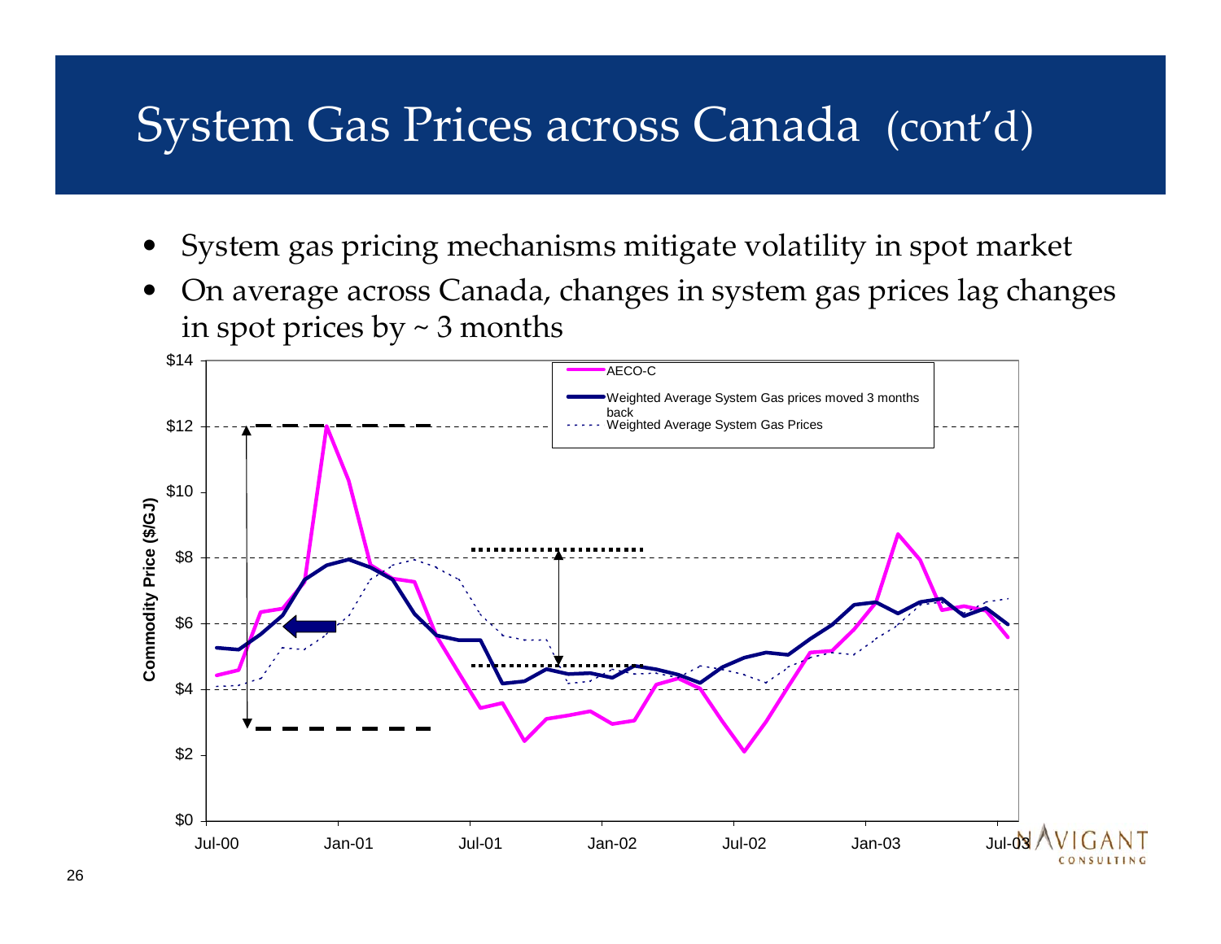# System Gas Prices across Canada (cont'd)

- System gas pricing mechanisms mitigate volatility in spot market
- On average across Canada, changes in system gas prices lag changes in spot prices by ~ 3 months

Commodity Price ($/GJ)

$14, $12, $10, $8, $6, $4, $2, $0

Jul-00, Jan-01, Jul-01, Jan-02, Jul-02, Jan-03, Jul-03

AECO-C

Weighted Average System Gas prices moved 3 months back

Weighted Average System Gas Prices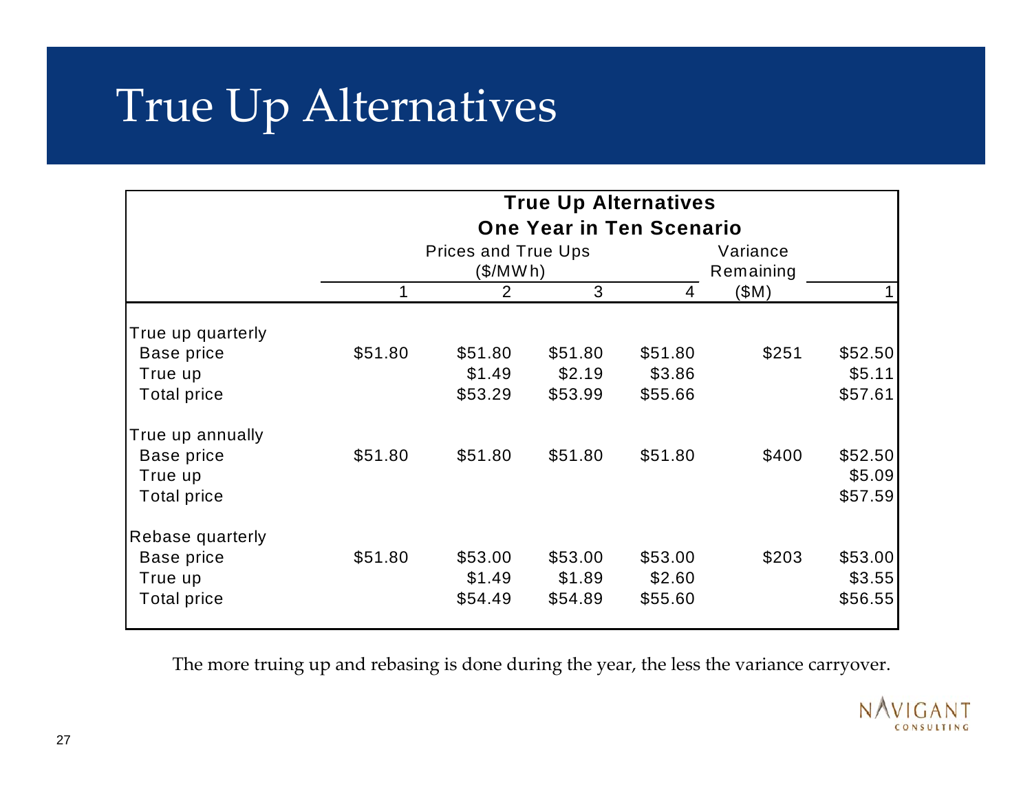# True Up Alternatives

| True Up Alternatives<br>One Year in Ten Scenario | | | | | | |
|---|---|---|---|---|---|---|
| | Prices and True Ups ($/MWh) | | | | Variance Remaining ($M) | |
| | 1 | 2 | 3 | 4 | | 1 |
| **True up quarterly** | | | | | | |
| Base price | $51.80 | $51.80 | $51.80 | $51.80 | $251 | $52.50 |
| True up | | $1.49 | $2.19 | $3.86 | | $5.11 |
| Total price | | $53.29 | $53.99 | $55.66 | | $57.61 |
| **True up annually** | | | | | | |
| Base price | $51.80 | $51.80 | $51.80 | $51.80 | $400 | $52.50 |
| True up | | | | | | $5.09 |
| Total price | | | | | | $57.59 |
| **Rebase quarterly** | | | | | | |
| Base price | $51.80 | $53.00 | $53.00 | $53.00 | $203 | $53.00 |
| True up | | $1.49 | $1.89 | $2.60 | | $3.55 |
| Total price | | $54.49 | $54.89 | $55.60 | | $56.55 |

The more truing up and rebasing is done during the year, the less the variance carryover.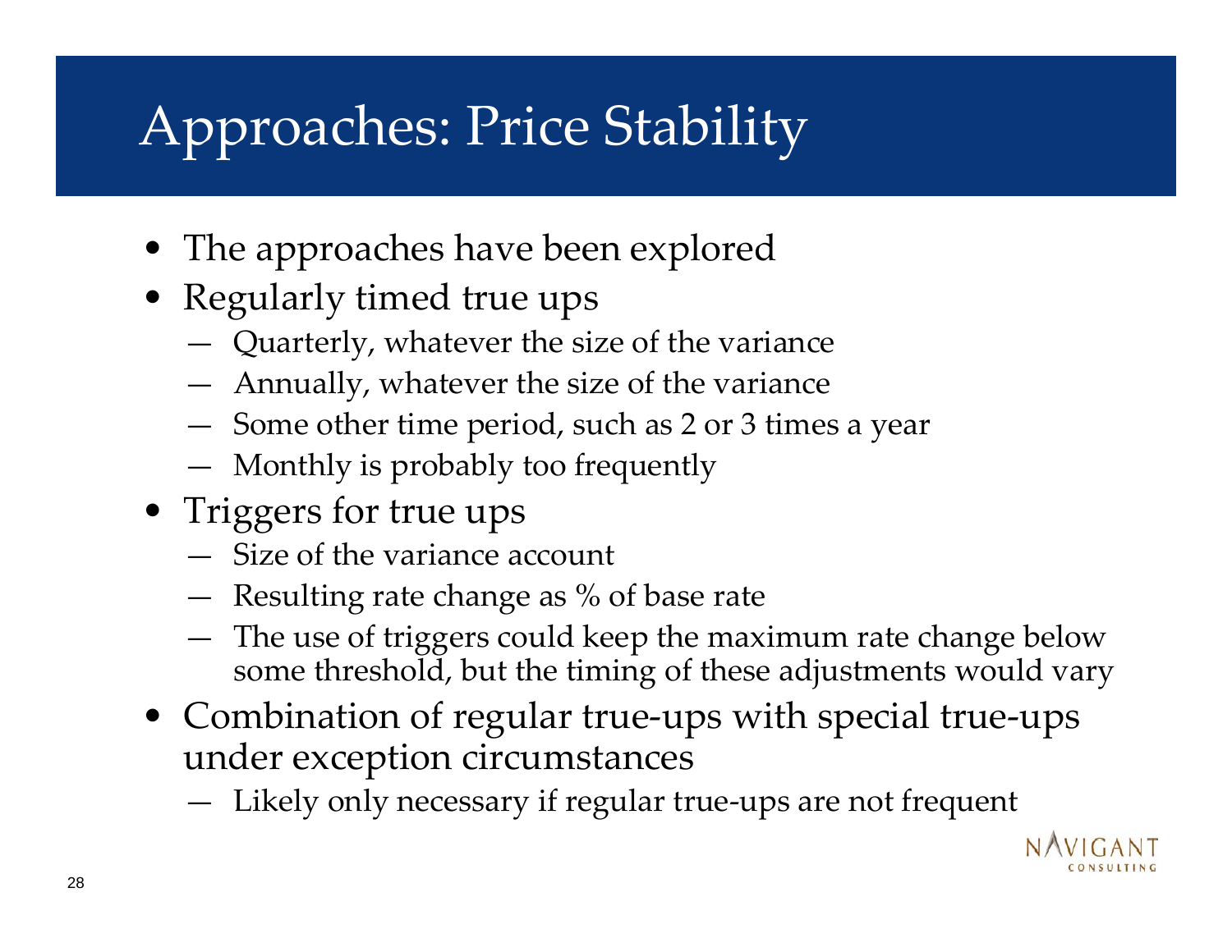# Approaches: Price Stability

- The approaches have been explored
- Regularly timed true ups
  - Quarterly, whatever the size of the variance
  - Annually, whatever the size of the variance
  - Some other time period, such as 2 or 3 times a year
  - Monthly is probably too frequently
- Triggers for true ups
  - Size of the variance account
  - Resulting rate change as % of base rate
  - The use of triggers could keep the maximum rate change below some threshold, but the timing of these adjustments would vary
- Combination of regular true-ups with special true-ups under exception circumstances
  - Likely only necessary if regular true-ups are not frequent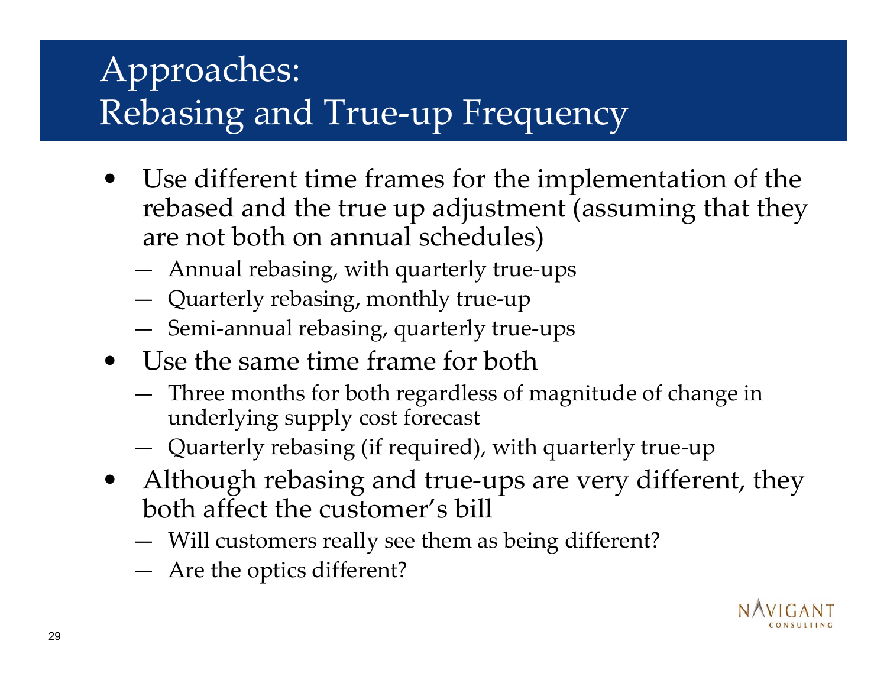# Approaches: Rebasing and True-up Frequency

- Use different time frames for the implementation of the rebased and the true up adjustment (assuming that they are not both on annual schedules)
  - Annual rebasing, with quarterly true-ups
  - Quarterly rebasing, monthly true-up
  - Semi-annual rebasing, quarterly true-ups
- Use the same time frame for both
  - Three months for both regardless of magnitude of change in underlying supply cost forecast
  - Quarterly rebasing (if required), with quarterly true-up
- Although rebasing and true-ups are very different, they both affect the customer's bill
  - Will customers really see them as being different?
  - Are the optics different?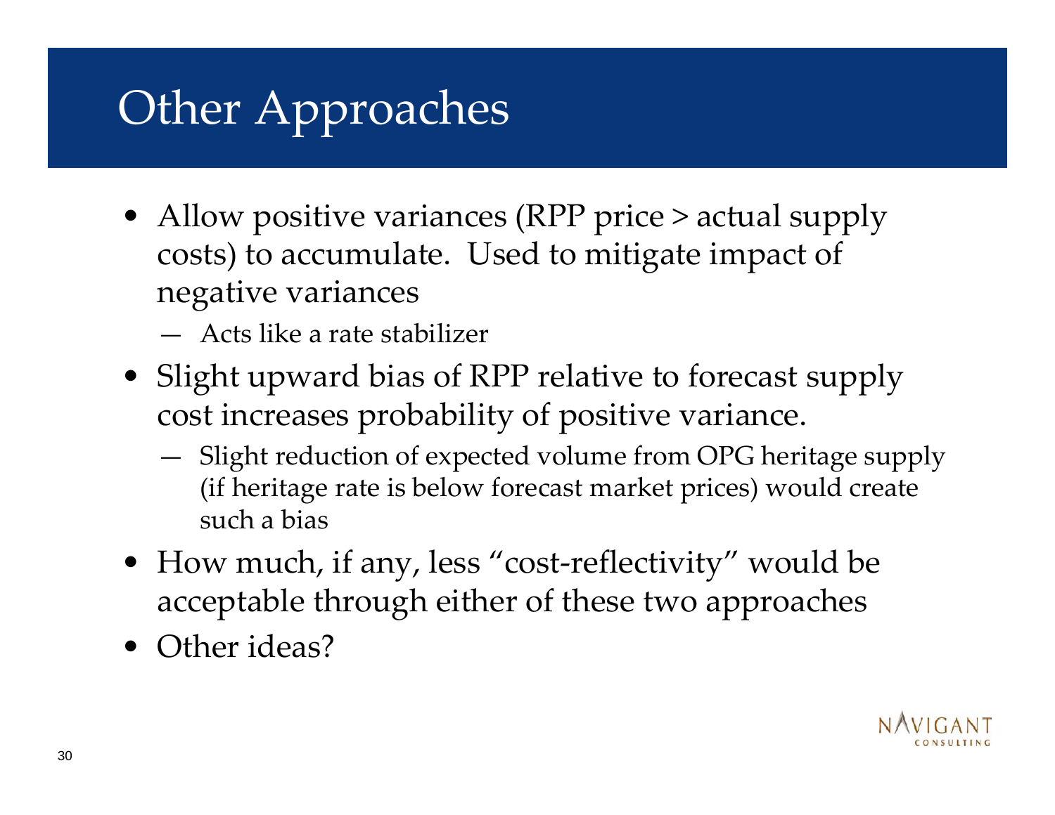# Other Approaches

- Allow positive variances (RPP price > actual supply costs) to accumulate. Used to mitigate impact of negative variances
  - Acts like a rate stabilizer
- Slight upward bias of RPP relative to forecast supply cost increases probability of positive variance.
  - Slight reduction of expected volume from OPG heritage supply (if heritage rate is below forecast market prices) would create such a bias
- How much, if any, less "cost-reflectivity" would be acceptable through either of these two approaches
- Other ideas?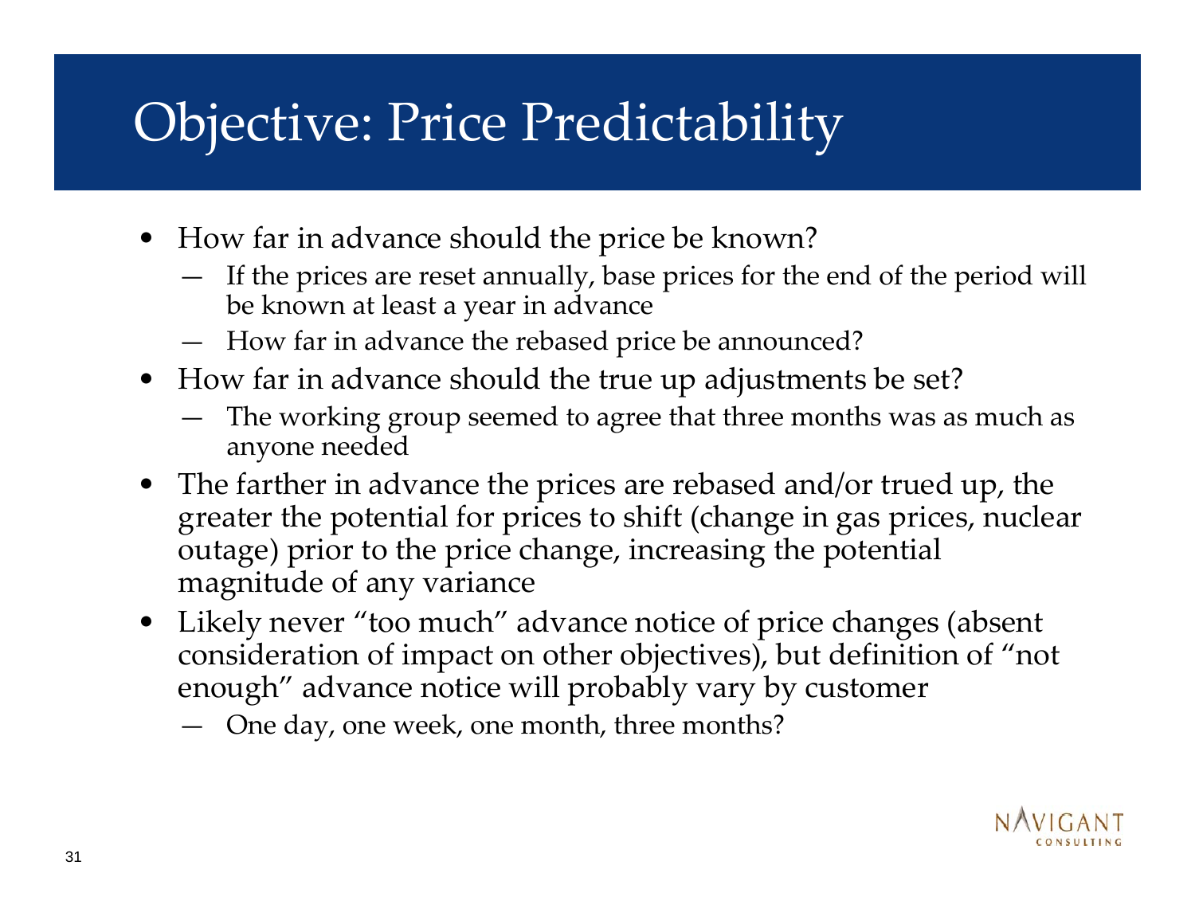# Objective: Price Predictability

- How far in advance should the price be known?
  - If the prices are reset annually, base prices for the end of the period will be known at least a year in advance
  - How far in advance the rebased price be announced?
- How far in advance should the true up adjustments be set?
  - The working group seemed to agree that three months was as much as anyone needed
- The farther in advance the prices are rebased and/or trued up, the greater the potential for prices to shift (change in gas prices, nuclear outage) prior to the price change, increasing the potential magnitude of any variance
- Likely never "too much" advance notice of price changes (absent consideration of impact on other objectives), but definition of "not enough" advance notice will probably vary by customer
  - One day, one week, one month, three months?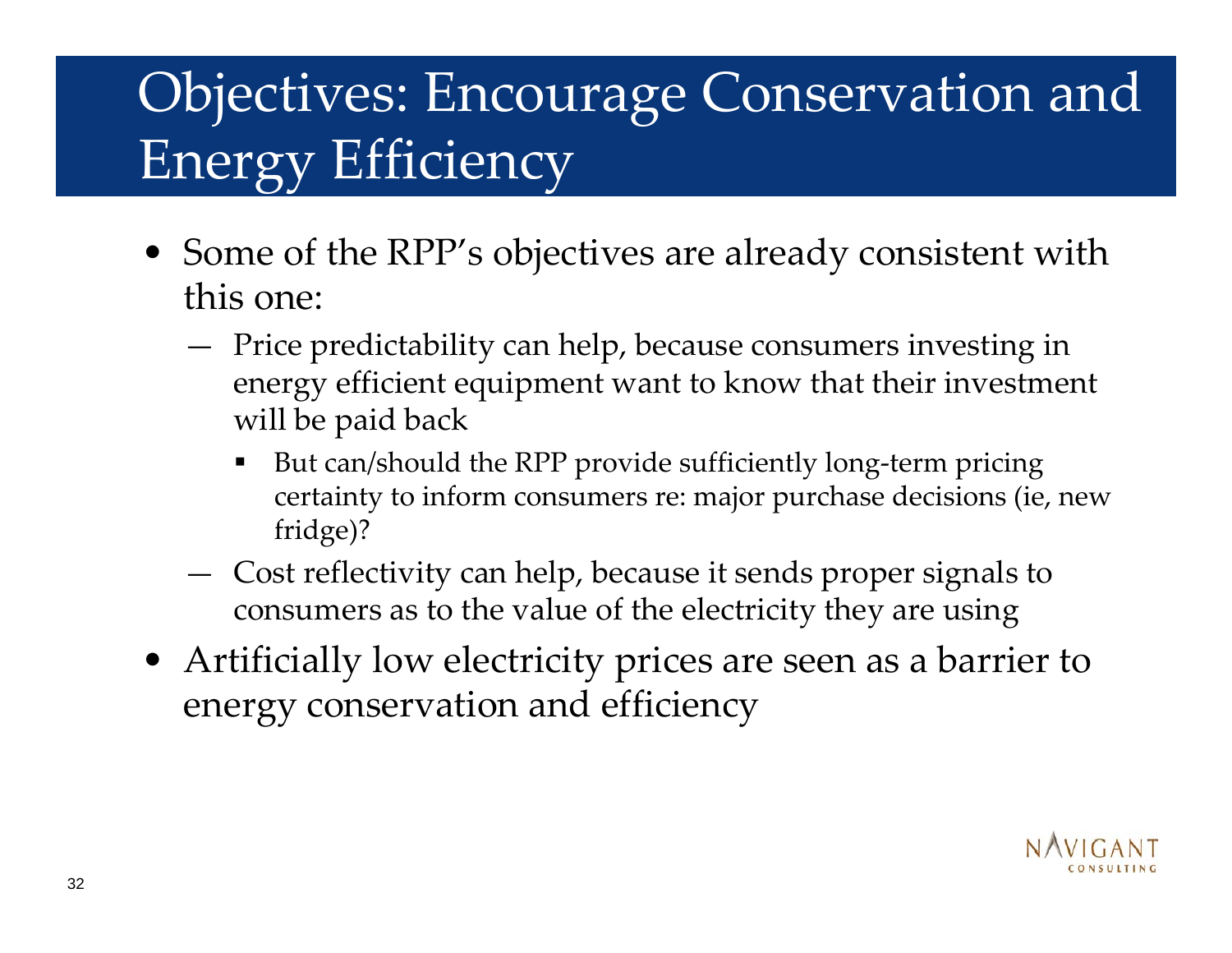# Objectives: Encourage Conservation and Energy Efficiency

- Some of the RPP's objectives are already consistent with this one:
  - Price predictability can help, because consumers investing in energy efficient equipment want to know that their investment will be paid back
    - But can/should the RPP provide sufficiently long-term pricing certainty to inform consumers re: major purchase decisions (ie, new fridge)?
  - Cost reflectivity can help, because it sends proper signals to consumers as to the value of the electricity they are using
- Artificially low electricity prices are seen as a barrier to energy conservation and efficiency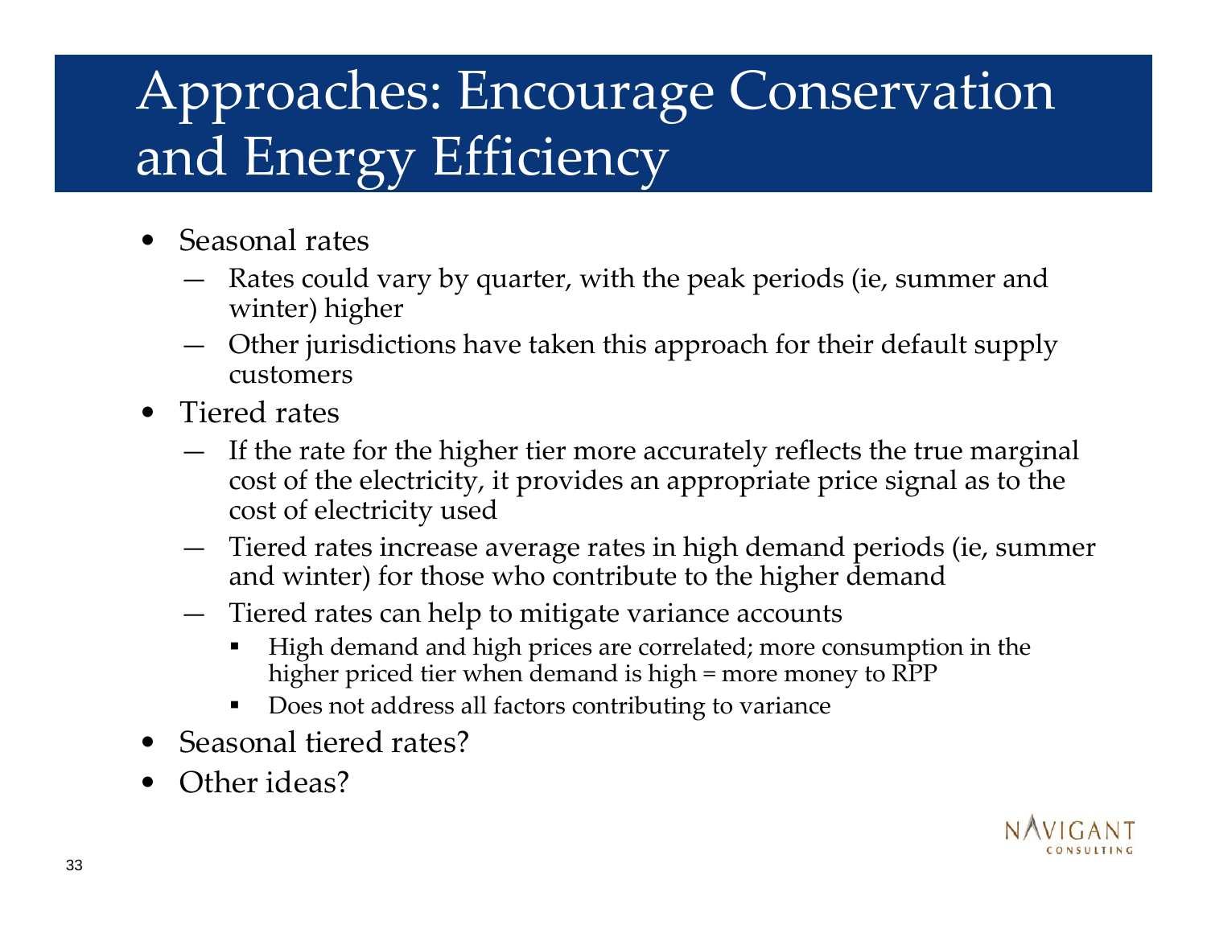# Approaches: Encourage Conservation and Energy Efficiency

- Seasonal rates
  - Rates could vary by quarter, with the peak periods (ie, summer and winter) higher
  - Other jurisdictions have taken this approach for their default supply customers
- Tiered rates
  - If the rate for the higher tier more accurately reflects the true marginal cost of the electricity, it provides an appropriate price signal as to the cost of electricity used
  - Tiered rates increase average rates in high demand periods (ie, summer and winter) for those who contribute to the higher demand
  - Tiered rates can help to mitigate variance accounts
    - High demand and high prices are correlated; more consumption in the higher priced tier when demand is high = more money to RPP
    - Does not address all factors contributing to variance
- Seasonal tiered rates?
- Other ideas?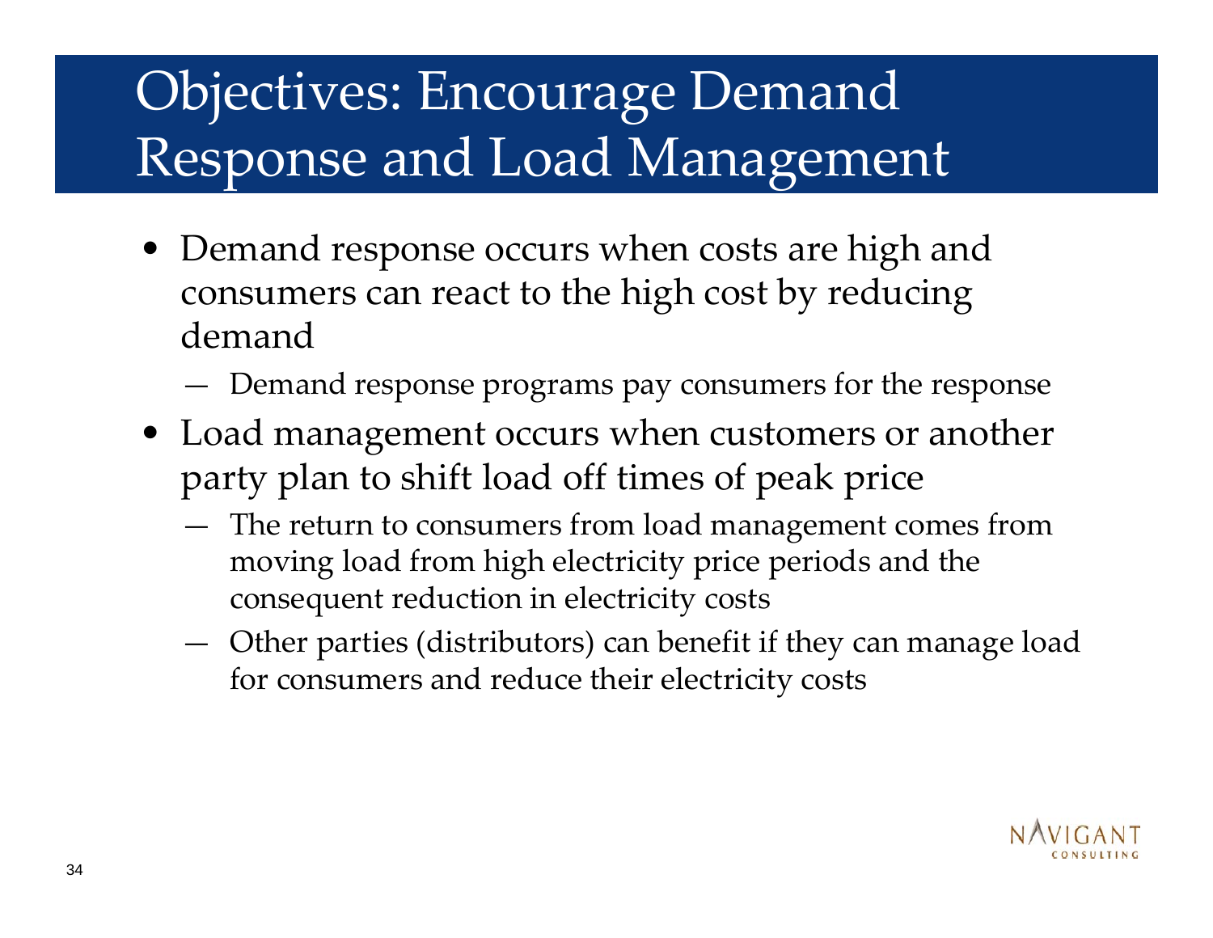# Objectives: Encourage Demand Response and Load Management

- Demand response occurs when costs are high and consumers can react to the high cost by reducing demand
  - Demand response programs pay consumers for the response
- Load management occurs when customers or another party plan to shift load off times of peak price
  - The return to consumers from load management comes from moving load from high electricity price periods and the consequent reduction in electricity costs
  - Other parties (distributors) can benefit if they can manage load for consumers and reduce their electricity costs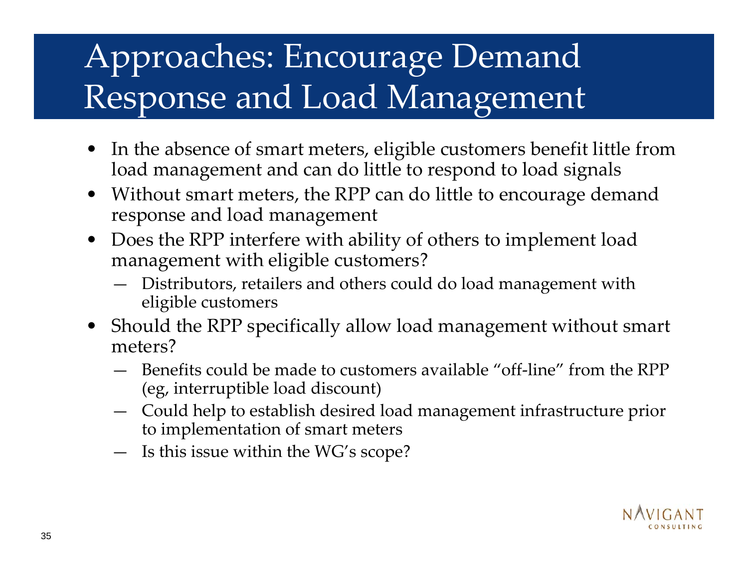# Approaches: Encourage Demand Response and Load Management

- In the absence of smart meters, eligible customers benefit little from load management and can do little to respond to load signals
- Without smart meters, the RPP can do little to encourage demand response and load management
- Does the RPP interfere with ability of others to implement load management with eligible customers?
  - Distributors, retailers and others could do load management with eligible customers
- Should the RPP specifically allow load management without smart meters?
  - Benefits could be made to customers available "off-line" from the RPP (eg, interruptible load discount)
  - Could help to establish desired load management infrastructure prior to implementation of smart meters
  - Is this issue within the WG's scope?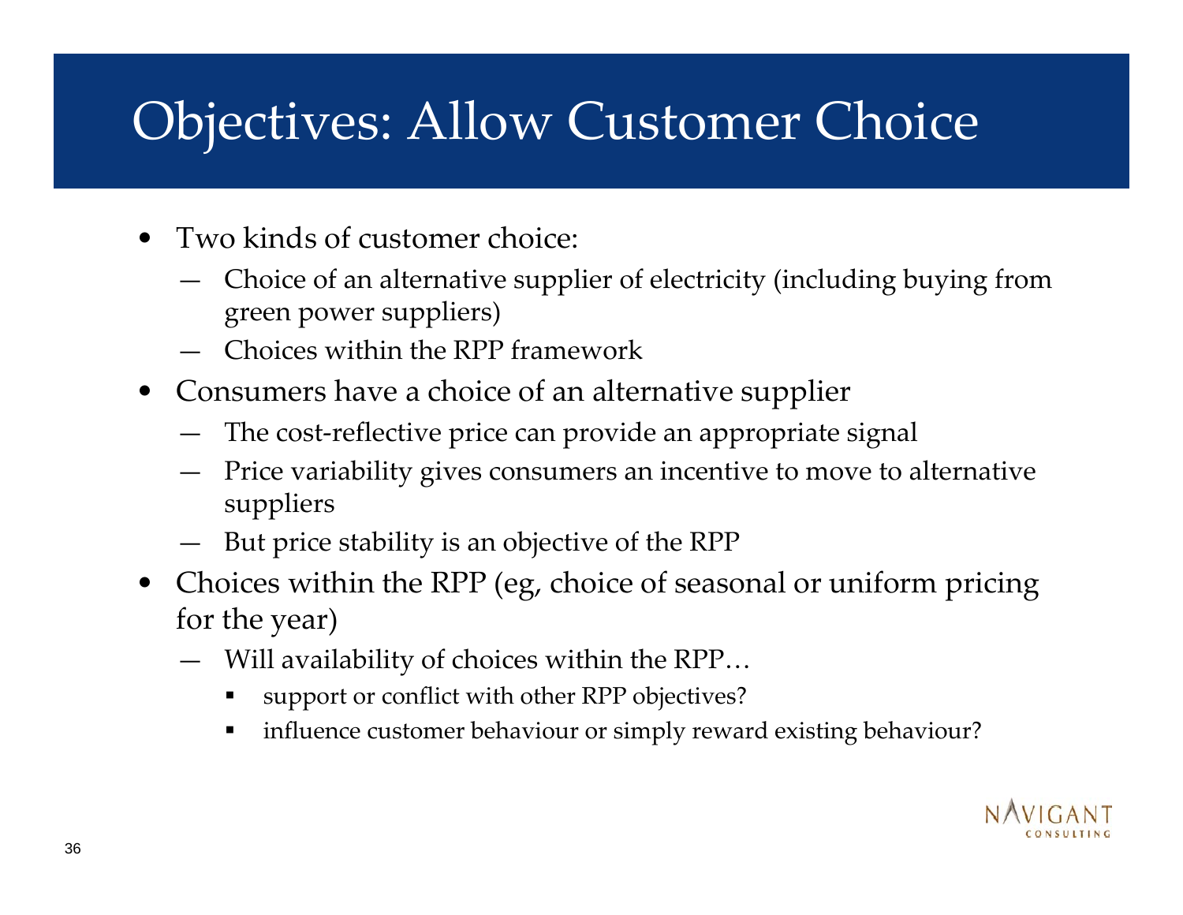# Objectives: Allow Customer Choice

- Two kinds of customer choice:
  - Choice of an alternative supplier of electricity (including buying from green power suppliers)
  - Choices within the RPP framework
- Consumers have a choice of an alternative supplier
  - The cost-reflective price can provide an appropriate signal
  - Price variability gives consumers an incentive to move to alternative suppliers
  - But price stability is an objective of the RPP
- Choices within the RPP (eg, choice of seasonal or uniform pricing for the year)
  - Will availability of choices within the RPP…
    - support or conflict with other RPP objectives?
    - influence customer behaviour or simply reward existing behaviour?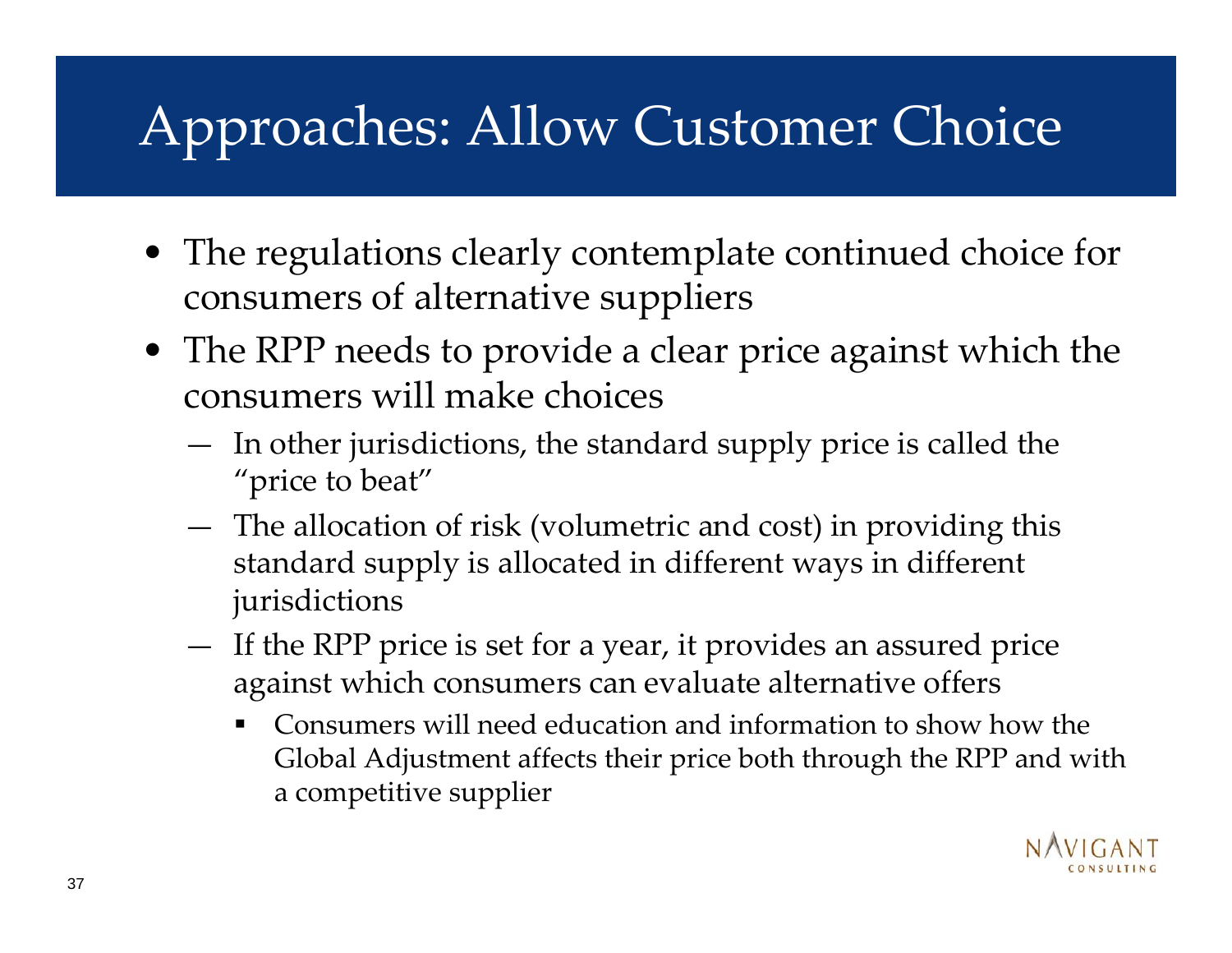# Approaches: Allow Customer Choice

- The regulations clearly contemplate continued choice for consumers of alternative suppliers
- The RPP needs to provide a clear price against which the consumers will make choices
  - In other jurisdictions, the standard supply price is called the "price to beat"
  - The allocation of risk (volumetric and cost) in providing this standard supply is allocated in different ways in different jurisdictions
  - If the RPP price is set for a year, it provides an assured price against which consumers can evaluate alternative offers
    - Consumers will need education and information to show how the Global Adjustment affects their price both through the RPP and with a competitive supplier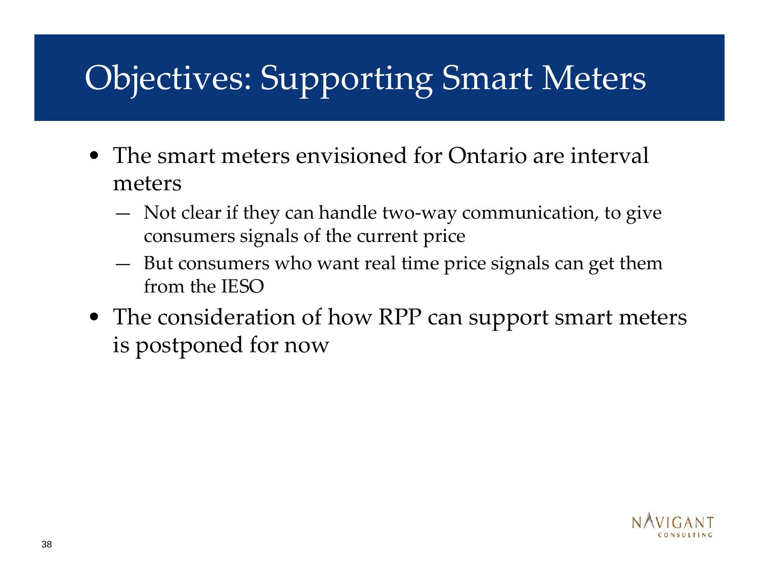# Objectives: Supporting Smart Meters

- The smart meters envisioned for Ontario are interval meters
  - Not clear if they can handle two-way communication, to give consumers signals of the current price
  - But consumers who want real time price signals can get them from the IESO
- The consideration of how RPP can support smart meters is postponed for now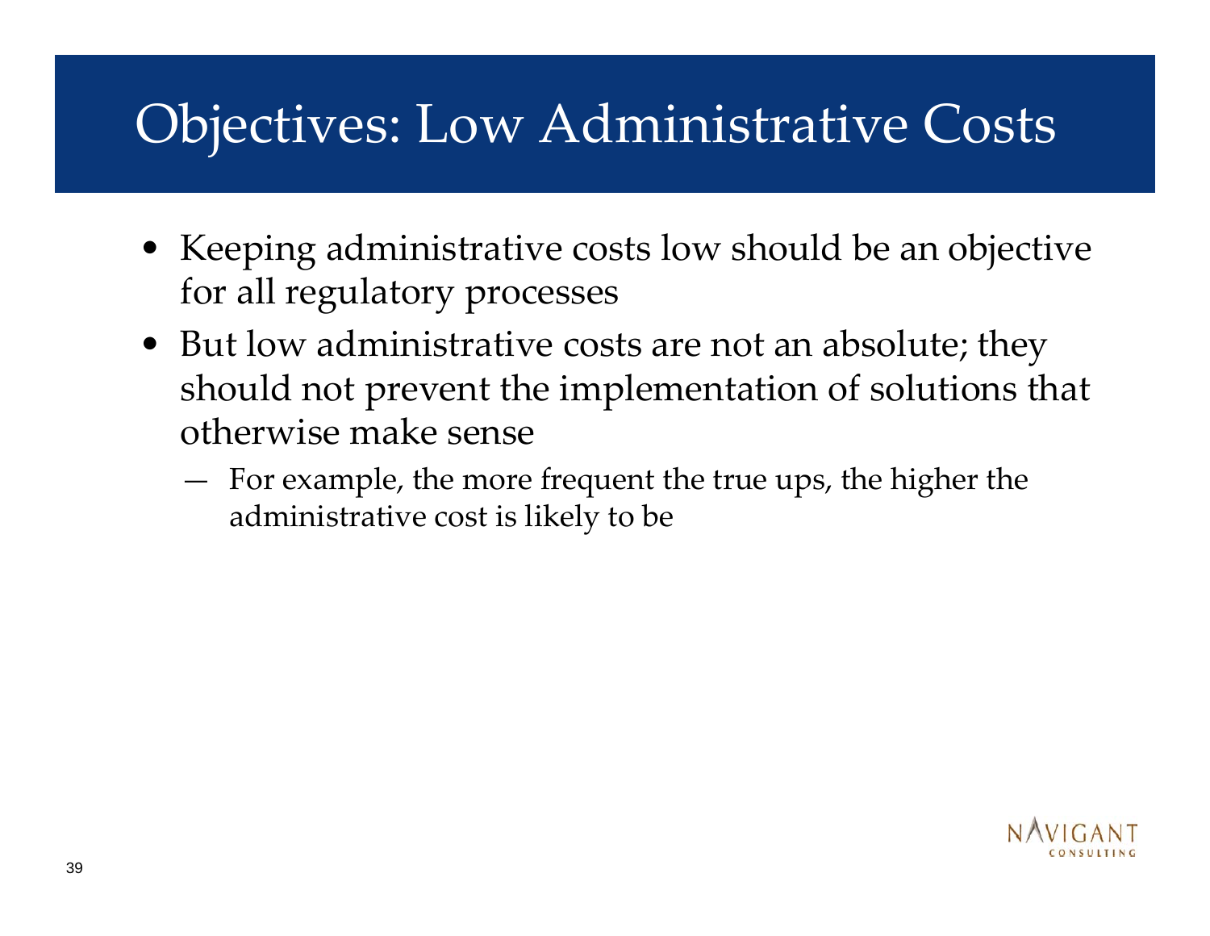# Objectives: Low Administrative Costs

- Keeping administrative costs low should be an objective for all regulatory processes
- But low administrative costs are not an absolute; they should not prevent the implementation of solutions that otherwise make sense
  - For example, the more frequent the true ups, the higher the administrative cost is likely to be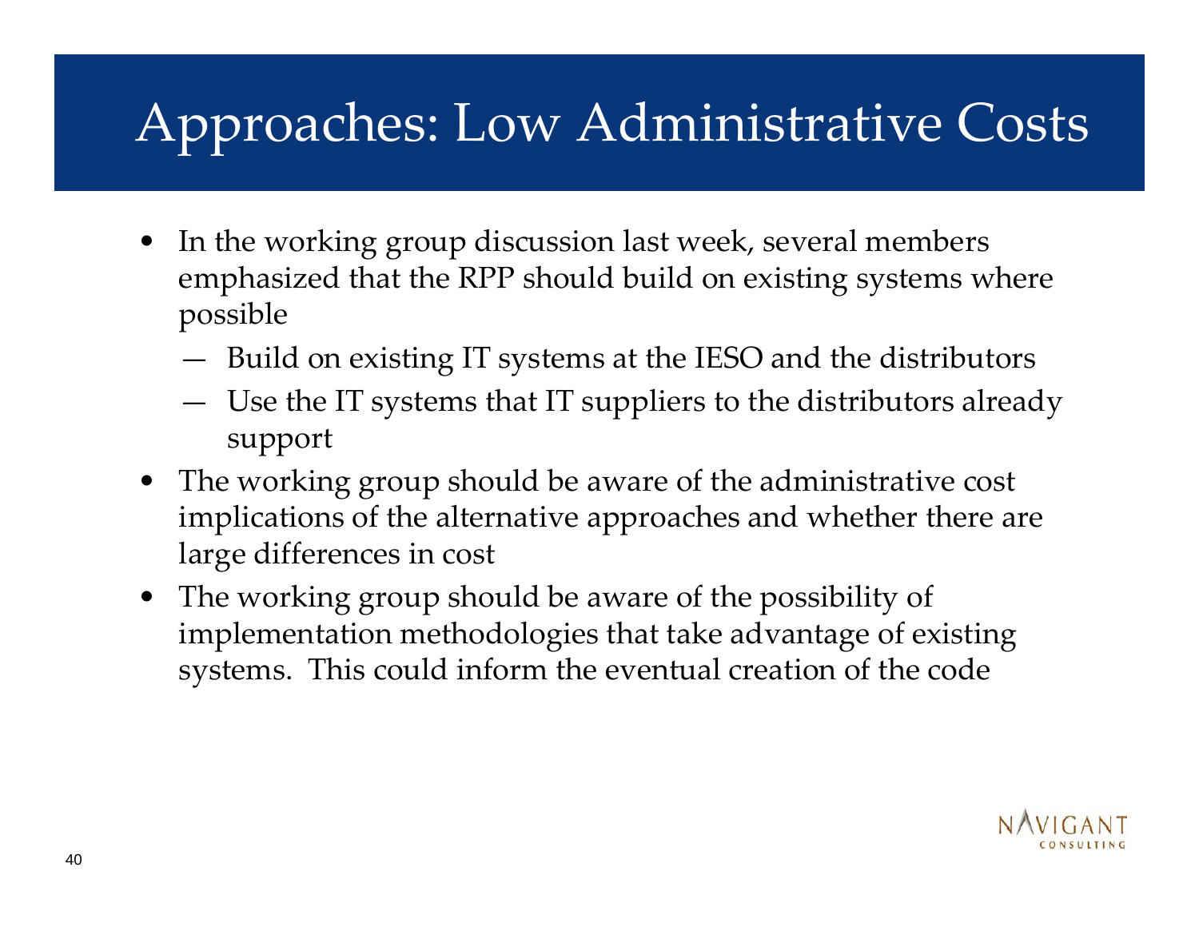# Approaches: Low Administrative Costs

- In the working group discussion last week, several members emphasized that the RPP should build on existing systems where possible
  - Build on existing IT systems at the IESO and the distributors
  - Use the IT systems that IT suppliers to the distributors already support
- The working group should be aware of the administrative cost implications of the alternative approaches and whether there are large differences in cost
- The working group should be aware of the possibility of implementation methodologies that take advantage of existing systems. This could inform the eventual creation of the code